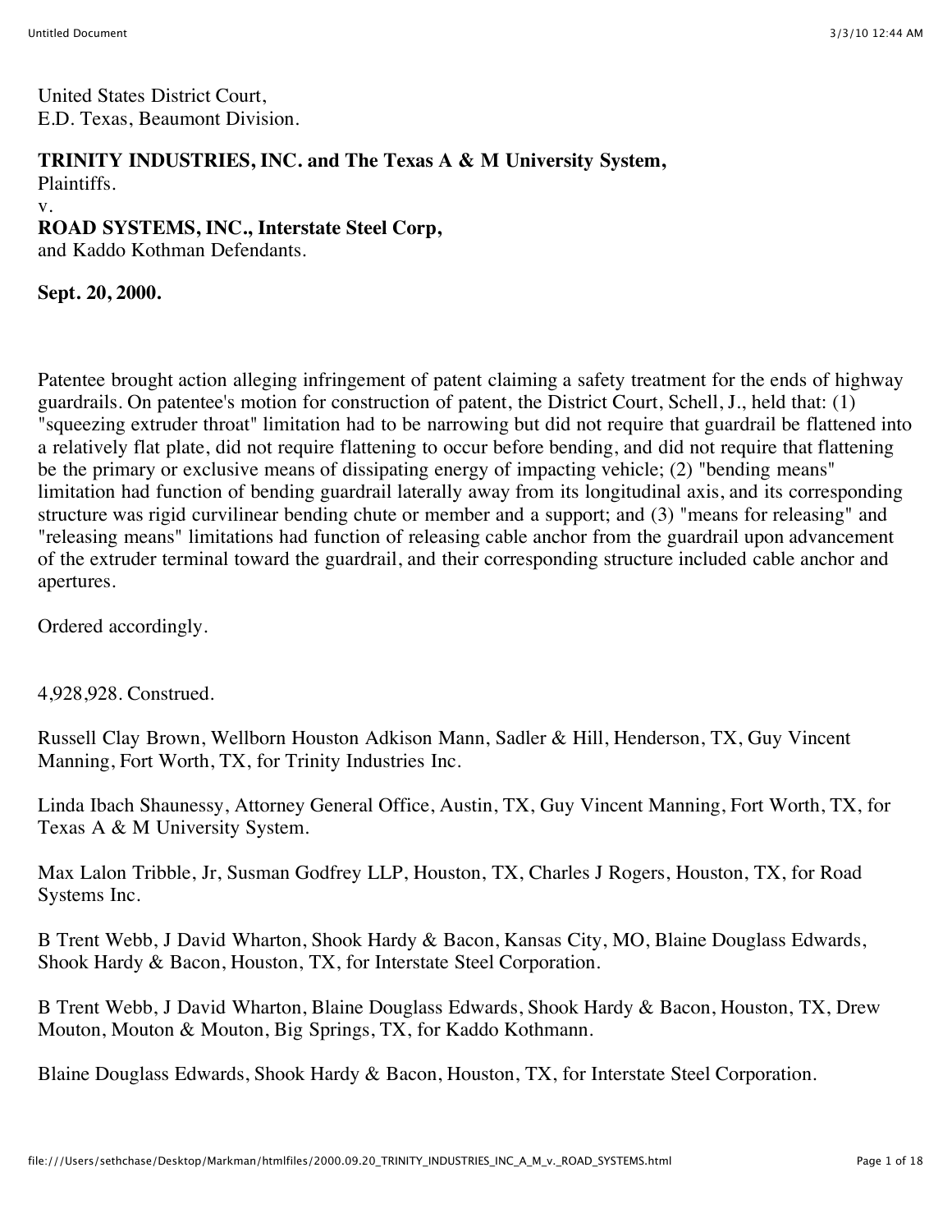United States District Court,
E.D. Texas, Beaumont Division.

**TRINITY INDUSTRIES, INC. and The Texas A & M University System,**
Plaintiffs.
v.
**ROAD SYSTEMS, INC., Interstate Steel Corp,**
and Kaddo Kothman Defendants.

**Sept. 20, 2000.**

Patentee brought action alleging infringement of patent claiming a safety treatment for the ends of highway guardrails. On patentee's motion for construction of patent, the District Court, Schell, J., held that: (1) "squeezing extruder throat" limitation had to be narrowing but did not require that guardrail be flattened into a relatively flat plate, did not require flattening to occur before bending, and did not require that flattening be the primary or exclusive means of dissipating energy of impacting vehicle; (2) "bending means" limitation had function of bending guardrail laterally away from its longitudinal axis, and its corresponding structure was rigid curvilinear bending chute or member and a support; and (3) "means for releasing" and "releasing means" limitations had function of releasing cable anchor from the guardrail upon advancement of the extruder terminal toward the guardrail, and their corresponding structure included cable anchor and apertures.

Ordered accordingly.

4,928,928. Construed.

Russell Clay Brown, Wellborn Houston Adkison Mann, Sadler & Hill, Henderson, TX, Guy Vincent Manning, Fort Worth, TX, for Trinity Industries Inc.

Linda Ibach Shaunessy, Attorney General Office, Austin, TX, Guy Vincent Manning, Fort Worth, TX, for Texas A & M University System.

Max Lalon Tribble, Jr, Susman Godfrey LLP, Houston, TX, Charles J Rogers, Houston, TX, for Road Systems Inc.

B Trent Webb, J David Wharton, Shook Hardy & Bacon, Kansas City, MO, Blaine Douglass Edwards, Shook Hardy & Bacon, Houston, TX, for Interstate Steel Corporation.

B Trent Webb, J David Wharton, Blaine Douglass Edwards, Shook Hardy & Bacon, Houston, TX, Drew Mouton, Mouton & Mouton, Big Springs, TX, for Kaddo Kothmann.

Blaine Douglass Edwards, Shook Hardy & Bacon, Houston, TX, for Interstate Steel Corporation.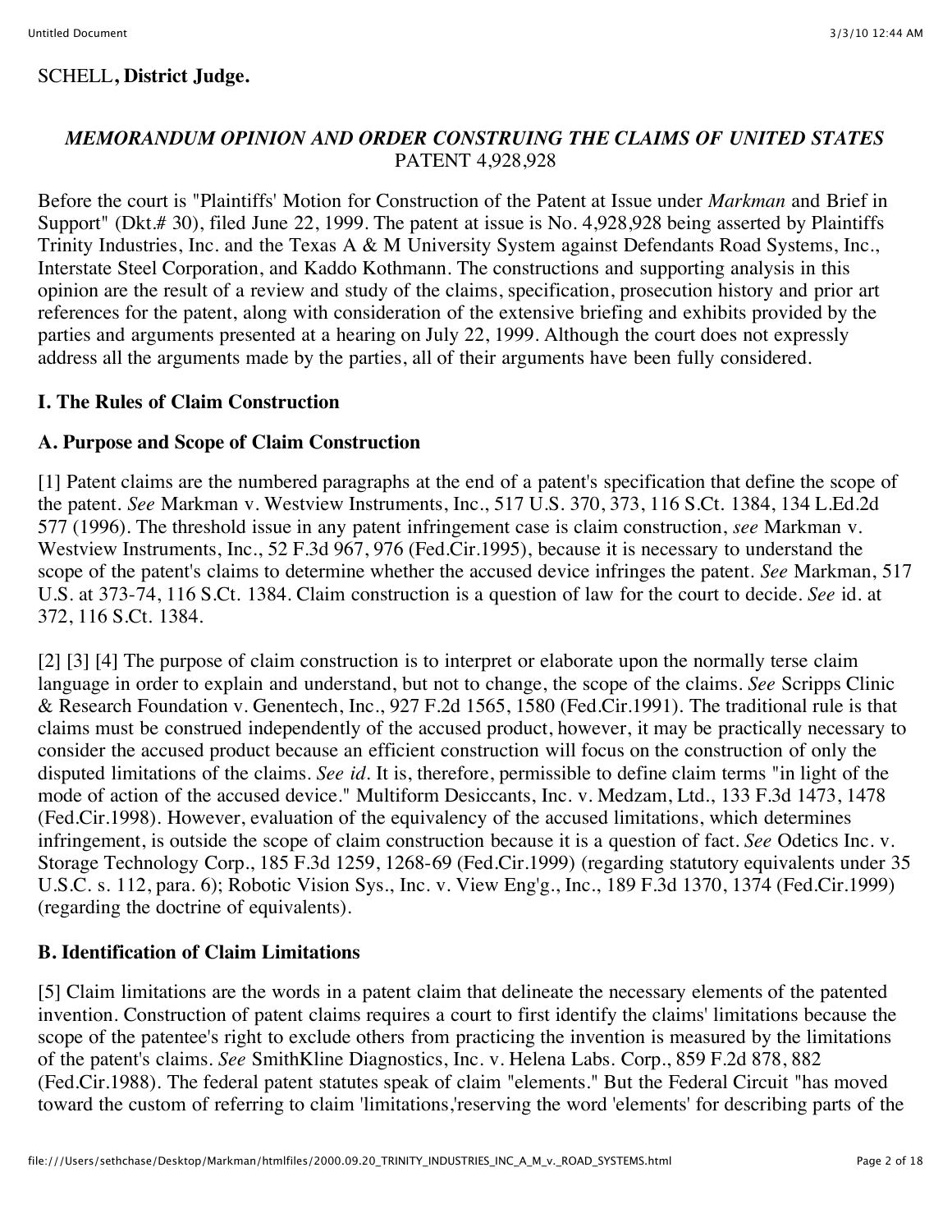SCHELL**, District Judge.**

### *MEMORANDUM OPINION AND ORDER CONSTRUING THE CLAIMS OF UNITED STATES* PATENT 4,928,928

Before the court is "Plaintiffs' Motion for Construction of the Patent at Issue under *Markman* and Brief in Support" (Dkt.# 30), filed June 22, 1999. The patent at issue is No. 4,928,928 being asserted by Plaintiffs Trinity Industries, Inc. and the Texas A & M University System against Defendants Road Systems, Inc., Interstate Steel Corporation, and Kaddo Kothmann. The constructions and supporting analysis in this opinion are the result of a review and study of the claims, specification, prosecution history and prior art references for the patent, along with consideration of the extensive briefing and exhibits provided by the parties and arguments presented at a hearing on July 22, 1999. Although the court does not expressly address all the arguments made by the parties, all of their arguments have been fully considered.

## I. The Rules of Claim Construction

### A. Purpose and Scope of Claim Construction

[1] Patent claims are the numbered paragraphs at the end of a patent's specification that define the scope of the patent. *See* Markman v. Westview Instruments, Inc., 517 U.S. 370, 373, 116 S.Ct. 1384, 134 L.Ed.2d 577 (1996). The threshold issue in any patent infringement case is claim construction, *see* Markman v. Westview Instruments, Inc., 52 F.3d 967, 976 (Fed.Cir.1995), because it is necessary to understand the scope of the patent's claims to determine whether the accused device infringes the patent. *See* Markman, 517 U.S. at 373-74, 116 S.Ct. 1384. Claim construction is a question of law for the court to decide. *See* id. at 372, 116 S.Ct. 1384.

[2] [3] [4] The purpose of claim construction is to interpret or elaborate upon the normally terse claim language in order to explain and understand, but not to change, the scope of the claims. *See* Scripps Clinic & Research Foundation v. Genentech, Inc., 927 F.2d 1565, 1580 (Fed.Cir.1991). The traditional rule is that claims must be construed independently of the accused product, however, it may be practically necessary to consider the accused product because an efficient construction will focus on the construction of only the disputed limitations of the claims. *See id*. It is, therefore, permissible to define claim terms "in light of the mode of action of the accused device." Multiform Desiccants, Inc. v. Medzam, Ltd., 133 F.3d 1473, 1478 (Fed.Cir.1998). However, evaluation of the equivalency of the accused limitations, which determines infringement, is outside the scope of claim construction because it is a question of fact. *See* Odetics Inc. v. Storage Technology Corp., 185 F.3d 1259, 1268-69 (Fed.Cir.1999) (regarding statutory equivalents under 35 U.S.C. s. 112, para. 6); Robotic Vision Sys., Inc. v. View Eng'g., Inc., 189 F.3d 1370, 1374 (Fed.Cir.1999) (regarding the doctrine of equivalents).

### B. Identification of Claim Limitations

[5] Claim limitations are the words in a patent claim that delineate the necessary elements of the patented invention. Construction of patent claims requires a court to first identify the claims' limitations because the scope of the patentee's right to exclude others from practicing the invention is measured by the limitations of the patent's claims. *See* SmithKline Diagnostics, Inc. v. Helena Labs. Corp., 859 F.2d 878, 882 (Fed.Cir.1988). The federal patent statutes speak of claim "elements." But the Federal Circuit "has moved toward the custom of referring to claim 'limitations,'reserving the word 'elements' for describing parts of the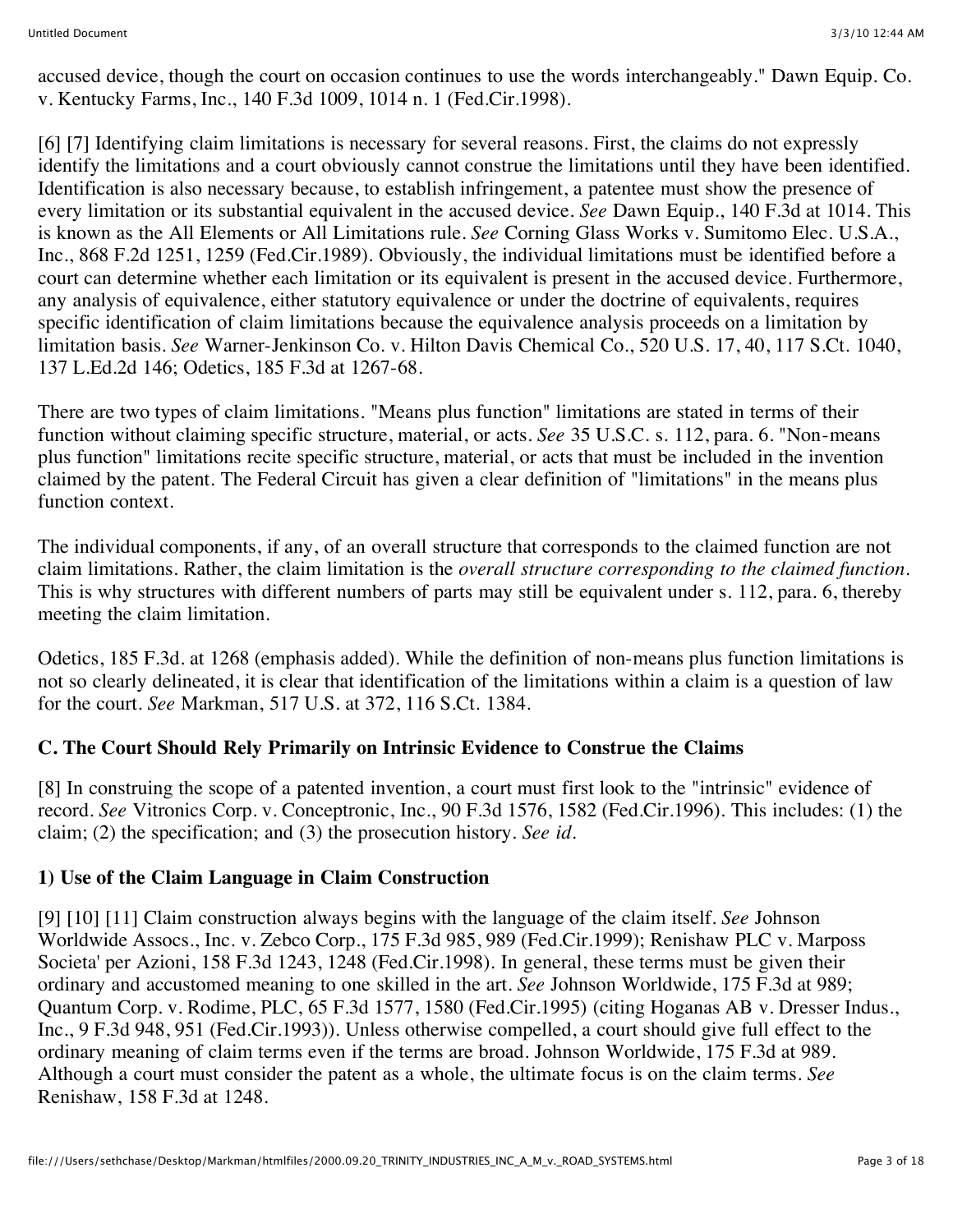accused device, though the court on occasion continues to use the words interchangeably." Dawn Equip. Co. v. Kentucky Farms, Inc., 140 F.3d 1009, 1014 n. 1 (Fed.Cir.1998).

[6] [7] Identifying claim limitations is necessary for several reasons. First, the claims do not expressly identify the limitations and a court obviously cannot construe the limitations until they have been identified. Identification is also necessary because, to establish infringement, a patentee must show the presence of every limitation or its substantial equivalent in the accused device. *See* Dawn Equip., 140 F.3d at 1014. This is known as the All Elements or All Limitations rule. *See* Corning Glass Works v. Sumitomo Elec. U.S.A., Inc., 868 F.2d 1251, 1259 (Fed.Cir.1989). Obviously, the individual limitations must be identified before a court can determine whether each limitation or its equivalent is present in the accused device. Furthermore, any analysis of equivalence, either statutory equivalence or under the doctrine of equivalents, requires specific identification of claim limitations because the equivalence analysis proceeds on a limitation by limitation basis. *See* Warner-Jenkinson Co. v. Hilton Davis Chemical Co., 520 U.S. 17, 40, 117 S.Ct. 1040, 137 L.Ed.2d 146; Odetics, 185 F.3d at 1267-68.

There are two types of claim limitations. "Means plus function" limitations are stated in terms of their function without claiming specific structure, material, or acts. *See* 35 U.S.C. s. 112, para. 6. "Non-means plus function" limitations recite specific structure, material, or acts that must be included in the invention claimed by the patent. The Federal Circuit has given a clear definition of "limitations" in the means plus function context.

The individual components, if any, of an overall structure that corresponds to the claimed function are not claim limitations. Rather, the claim limitation is the *overall structure corresponding to the claimed function*. This is why structures with different numbers of parts may still be equivalent under s. 112, para. 6, thereby meeting the claim limitation.

Odetics, 185 F.3d. at 1268 (emphasis added). While the definition of non-means plus function limitations is not so clearly delineated, it is clear that identification of the limitations within a claim is a question of law for the court. *See* Markman, 517 U.S. at 372, 116 S.Ct. 1384.

### C. The Court Should Rely Primarily on Intrinsic Evidence to Construe the Claims

[8] In construing the scope of a patented invention, a court must first look to the "intrinsic" evidence of record. *See* Vitronics Corp. v. Conceptronic, Inc., 90 F.3d 1576, 1582 (Fed.Cir.1996). This includes: (1) the claim; (2) the specification; and (3) the prosecution history. *See id.*

### 1) Use of the Claim Language in Claim Construction

[9] [10] [11] Claim construction always begins with the language of the claim itself. *See* Johnson Worldwide Assocs., Inc. v. Zebco Corp., 175 F.3d 985, 989 (Fed.Cir.1999); Renishaw PLC v. Marposs Societa' per Azioni, 158 F.3d 1243, 1248 (Fed.Cir.1998). In general, these terms must be given their ordinary and accustomed meaning to one skilled in the art. *See* Johnson Worldwide, 175 F.3d at 989; Quantum Corp. v. Rodime, PLC, 65 F.3d 1577, 1580 (Fed.Cir.1995) (citing Hoganas AB v. Dresser Indus., Inc., 9 F.3d 948, 951 (Fed.Cir.1993)). Unless otherwise compelled, a court should give full effect to the ordinary meaning of claim terms even if the terms are broad. Johnson Worldwide, 175 F.3d at 989. Although a court must consider the patent as a whole, the ultimate focus is on the claim terms. *See* Renishaw, 158 F.3d at 1248.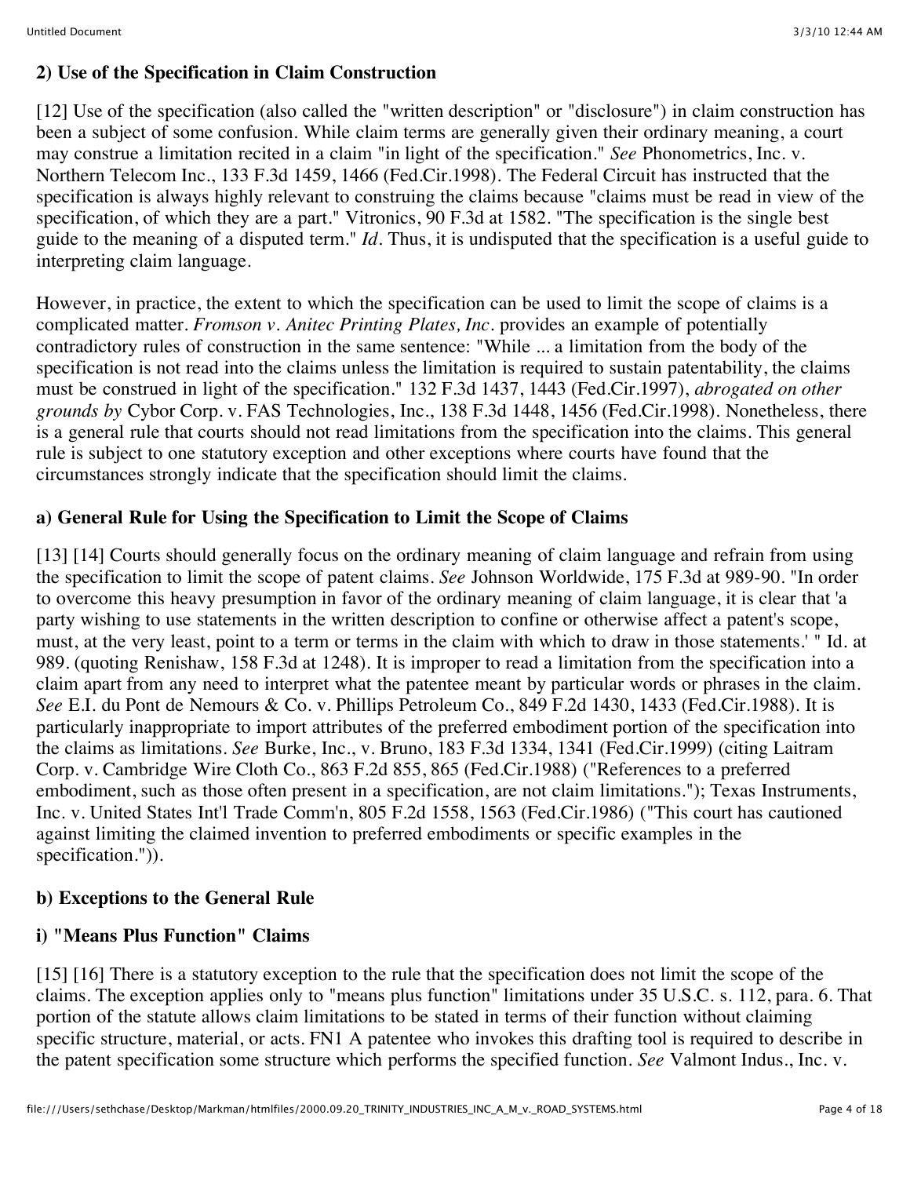### 2) Use of the Specification in Claim Construction

[12] Use of the specification (also called the "written description" or "disclosure") in claim construction has been a subject of some confusion. While claim terms are generally given their ordinary meaning, a court may construe a limitation recited in a claim "in light of the specification." *See* Phonometrics, Inc. v. Northern Telecom Inc., 133 F.3d 1459, 1466 (Fed.Cir.1998). The Federal Circuit has instructed that the specification is always highly relevant to construing the claims because "claims must be read in view of the specification, of which they are a part." Vitronics, 90 F.3d at 1582. "The specification is the single best guide to the meaning of a disputed term." *Id*. Thus, it is undisputed that the specification is a useful guide to interpreting claim language.

However, in practice, the extent to which the specification can be used to limit the scope of claims is a complicated matter. *Fromson v. Anitec Printing Plates, Inc*. provides an example of potentially contradictory rules of construction in the same sentence: "While ... a limitation from the body of the specification is not read into the claims unless the limitation is required to sustain patentability, the claims must be construed in light of the specification." 132 F.3d 1437, 1443 (Fed.Cir.1997), *abrogated on other grounds by* Cybor Corp. v. FAS Technologies, Inc., 138 F.3d 1448, 1456 (Fed.Cir.1998). Nonetheless, there is a general rule that courts should not read limitations from the specification into the claims. This general rule is subject to one statutory exception and other exceptions where courts have found that the circumstances strongly indicate that the specification should limit the claims.

#### a) General Rule for Using the Specification to Limit the Scope of Claims

[13] [14] Courts should generally focus on the ordinary meaning of claim language and refrain from using the specification to limit the scope of patent claims. *See* Johnson Worldwide, 175 F.3d at 989-90. "In order to overcome this heavy presumption in favor of the ordinary meaning of claim language, it is clear that 'a party wishing to use statements in the written description to confine or otherwise affect a patent's scope, must, at the very least, point to a term or terms in the claim with which to draw in those statements.' " Id. at 989. (quoting Renishaw, 158 F.3d at 1248). It is improper to read a limitation from the specification into a claim apart from any need to interpret what the patentee meant by particular words or phrases in the claim. *See* E.I. du Pont de Nemours & Co. v. Phillips Petroleum Co., 849 F.2d 1430, 1433 (Fed.Cir.1988). It is particularly inappropriate to import attributes of the preferred embodiment portion of the specification into the claims as limitations. *See* Burke, Inc., v. Bruno, 183 F.3d 1334, 1341 (Fed.Cir.1999) (citing Laitram Corp. v. Cambridge Wire Cloth Co., 863 F.2d 855, 865 (Fed.Cir.1988) ("References to a preferred embodiment, such as those often present in a specification, are not claim limitations."); Texas Instruments, Inc. v. United States Int'l Trade Comm'n, 805 F.2d 1558, 1563 (Fed.Cir.1986) ("This court has cautioned against limiting the claimed invention to preferred embodiments or specific examples in the specification.")).

#### b) Exceptions to the General Rule

##### i) "Means Plus Function" Claims

[15] [16] There is a statutory exception to the rule that the specification does not limit the scope of the claims. The exception applies only to "means plus function" limitations under 35 U.S.C. s. 112, para. 6. That portion of the statute allows claim limitations to be stated in terms of their function without claiming specific structure, material, or acts. FN1 A patentee who invokes this drafting tool is required to describe in the patent specification some structure which performs the specified function. *See* Valmont Indus., Inc. v.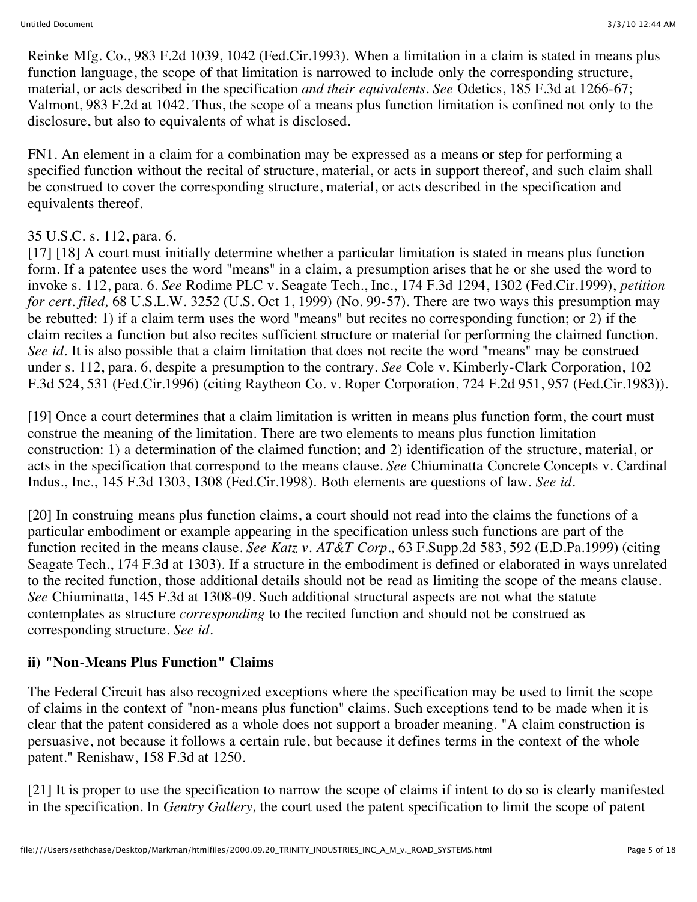Reinke Mfg. Co., 983 F.2d 1039, 1042 (Fed.Cir.1993). When a limitation in a claim is stated in means plus function language, the scope of that limitation is narrowed to include only the corresponding structure, material, or acts described in the specification *and their equivalents*. *See* Odetics, 185 F.3d at 1266-67; Valmont, 983 F.2d at 1042. Thus, the scope of a means plus function limitation is confined not only to the disclosure, but also to equivalents of what is disclosed.

FN1. An element in a claim for a combination may be expressed as a means or step for performing a specified function without the recital of structure, material, or acts in support thereof, and such claim shall be construed to cover the corresponding structure, material, or acts described in the specification and equivalents thereof.

35 U.S.C. s. 112, para. 6.

[17] [18] A court must initially determine whether a particular limitation is stated in means plus function form. If a patentee uses the word "means" in a claim, a presumption arises that he or she used the word to invoke s. 112, para. 6. *See* Rodime PLC v. Seagate Tech., Inc., 174 F.3d 1294, 1302 (Fed.Cir.1999), *petition for cert. filed,* 68 U.S.L.W. 3252 (U.S. Oct 1, 1999) (No. 99-57). There are two ways this presumption may be rebutted: 1) if a claim term uses the word "means" but recites no corresponding function; or 2) if the claim recites a function but also recites sufficient structure or material for performing the claimed function. *See id.* It is also possible that a claim limitation that does not recite the word "means" may be construed under s. 112, para. 6, despite a presumption to the contrary. *See* Cole v. Kimberly-Clark Corporation, 102 F.3d 524, 531 (Fed.Cir.1996) (citing Raytheon Co. v. Roper Corporation, 724 F.2d 951, 957 (Fed.Cir.1983)).

[19] Once a court determines that a claim limitation is written in means plus function form, the court must construe the meaning of the limitation. There are two elements to means plus function limitation construction: 1) a determination of the claimed function; and 2) identification of the structure, material, or acts in the specification that correspond to the means clause. *See* Chiuminatta Concrete Concepts v. Cardinal Indus., Inc., 145 F.3d 1303, 1308 (Fed.Cir.1998). Both elements are questions of law. *See id.*

[20] In construing means plus function claims, a court should not read into the claims the functions of a particular embodiment or example appearing in the specification unless such functions are part of the function recited in the means clause. *See Katz v. AT&T Corp.,* 63 F.Supp.2d 583, 592 (E.D.Pa.1999) (citing Seagate Tech., 174 F.3d at 1303). If a structure in the embodiment is defined or elaborated in ways unrelated to the recited function, those additional details should not be read as limiting the scope of the means clause. *See* Chiuminatta, 145 F.3d at 1308-09. Such additional structural aspects are not what the statute contemplates as structure *corresponding* to the recited function and should not be construed as corresponding structure. *See id.*

**ii) "Non-Means Plus Function" Claims**

The Federal Circuit has also recognized exceptions where the specification may be used to limit the scope of claims in the context of "non-means plus function" claims. Such exceptions tend to be made when it is clear that the patent considered as a whole does not support a broader meaning. "A claim construction is persuasive, not because it follows a certain rule, but because it defines terms in the context of the whole patent." Renishaw, 158 F.3d at 1250.

[21] It is proper to use the specification to narrow the scope of claims if intent to do so is clearly manifested in the specification. In *Gentry Gallery,* the court used the patent specification to limit the scope of patent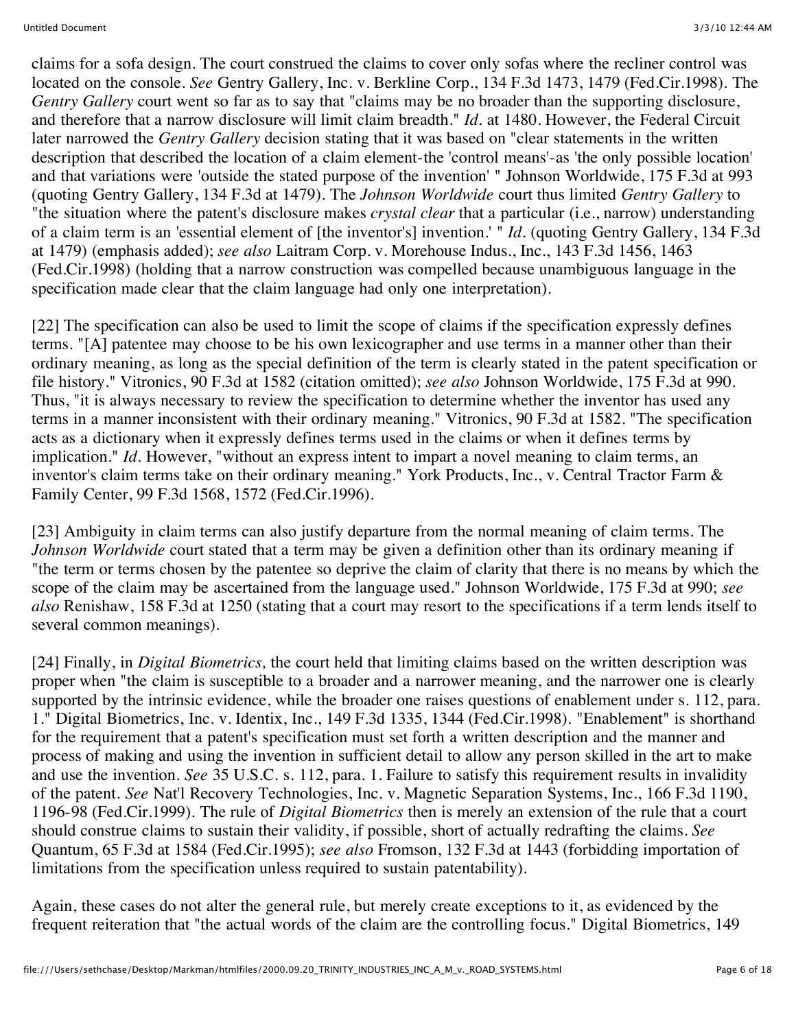claims for a sofa design. The court construed the claims to cover only sofas where the recliner control was located on the console. *See* Gentry Gallery, Inc. v. Berkline Corp., 134 F.3d 1473, 1479 (Fed.Cir.1998). The *Gentry Gallery* court went so far as to say that "claims may be no broader than the supporting disclosure, and therefore that a narrow disclosure will limit claim breadth." *Id.* at 1480. However, the Federal Circuit later narrowed the *Gentry Gallery* decision stating that it was based on "clear statements in the written description that described the location of a claim element-the 'control means'-as 'the only possible location' and that variations were 'outside the stated purpose of the invention' " Johnson Worldwide, 175 F.3d at 993 (quoting Gentry Gallery, 134 F.3d at 1479). The *Johnson Worldwide* court thus limited *Gentry Gallery* to "the situation where the patent's disclosure makes *crystal clear* that a particular (i.e., narrow) understanding of a claim term is an 'essential element of [the inventor's] invention.' " *Id.* (quoting Gentry Gallery, 134 F.3d at 1479) (emphasis added); *see also* Laitram Corp. v. Morehouse Indus., Inc., 143 F.3d 1456, 1463 (Fed.Cir.1998) (holding that a narrow construction was compelled because unambiguous language in the specification made clear that the claim language had only one interpretation).

[22] The specification can also be used to limit the scope of claims if the specification expressly defines terms. "[A] patentee may choose to be his own lexicographer and use terms in a manner other than their ordinary meaning, as long as the special definition of the term is clearly stated in the patent specification or file history." Vitronics, 90 F.3d at 1582 (citation omitted); *see also* Johnson Worldwide, 175 F.3d at 990. Thus, "it is always necessary to review the specification to determine whether the inventor has used any terms in a manner inconsistent with their ordinary meaning." Vitronics, 90 F.3d at 1582. "The specification acts as a dictionary when it expressly defines terms used in the claims or when it defines terms by implication." *Id.* However, "without an express intent to impart a novel meaning to claim terms, an inventor's claim terms take on their ordinary meaning." York Products, Inc., v. Central Tractor Farm & Family Center, 99 F.3d 1568, 1572 (Fed.Cir.1996).

[23] Ambiguity in claim terms can also justify departure from the normal meaning of claim terms. The *Johnson Worldwide* court stated that a term may be given a definition other than its ordinary meaning if "the term or terms chosen by the patentee so deprive the claim of clarity that there is no means by which the scope of the claim may be ascertained from the language used." Johnson Worldwide, 175 F.3d at 990; *see also* Renishaw, 158 F.3d at 1250 (stating that a court may resort to the specifications if a term lends itself to several common meanings).

[24] Finally, in *Digital Biometrics,* the court held that limiting claims based on the written description was proper when "the claim is susceptible to a broader and a narrower meaning, and the narrower one is clearly supported by the intrinsic evidence, while the broader one raises questions of enablement under s. 112, para. 1." Digital Biometrics, Inc. v. Identix, Inc., 149 F.3d 1335, 1344 (Fed.Cir.1998). "Enablement" is shorthand for the requirement that a patent's specification must set forth a written description and the manner and process of making and using the invention in sufficient detail to allow any person skilled in the art to make and use the invention. *See* 35 U.S.C. s. 112, para. 1. Failure to satisfy this requirement results in invalidity of the patent. *See* Nat'l Recovery Technologies, Inc. v. Magnetic Separation Systems, Inc., 166 F.3d 1190, 1196-98 (Fed.Cir.1999). The rule of *Digital Biometrics* then is merely an extension of the rule that a court should construe claims to sustain their validity, if possible, short of actually redrafting the claims. *See* Quantum, 65 F.3d at 1584 (Fed.Cir.1995); *see also* Fromson, 132 F.3d at 1443 (forbidding importation of limitations from the specification unless required to sustain patentability).

Again, these cases do not alter the general rule, but merely create exceptions to it, as evidenced by the frequent reiteration that "the actual words of the claim are the controlling focus." Digital Biometrics, 149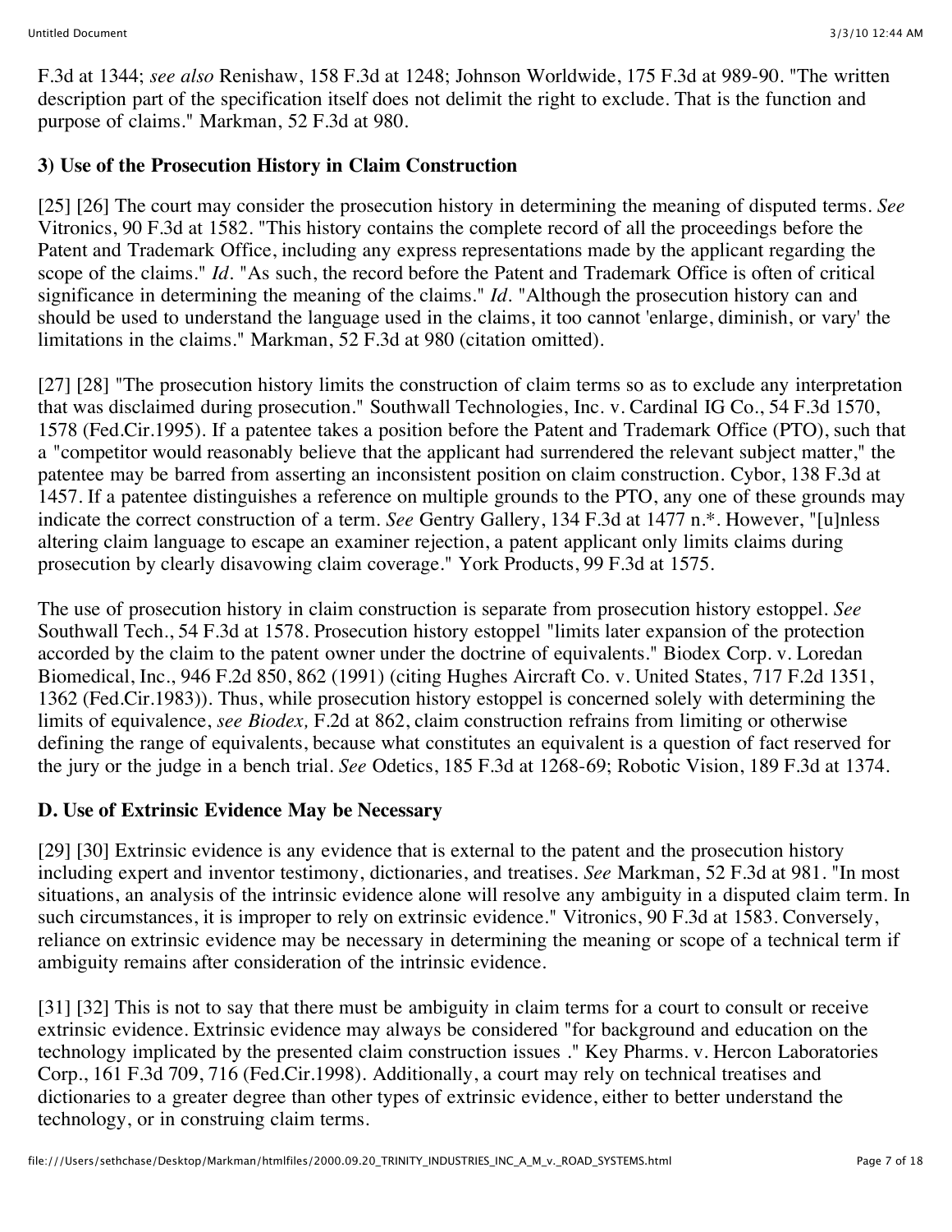F.3d at 1344; *see also* Renishaw, 158 F.3d at 1248; Johnson Worldwide, 175 F.3d at 989-90. "The written description part of the specification itself does not delimit the right to exclude. That is the function and purpose of claims." Markman, 52 F.3d at 980.

### 3) Use of the Prosecution History in Claim Construction

[25] [26] The court may consider the prosecution history in determining the meaning of disputed terms. *See* Vitronics, 90 F.3d at 1582. "This history contains the complete record of all the proceedings before the Patent and Trademark Office, including any express representations made by the applicant regarding the scope of the claims." *Id.* "As such, the record before the Patent and Trademark Office is often of critical significance in determining the meaning of the claims." *Id.* "Although the prosecution history can and should be used to understand the language used in the claims, it too cannot 'enlarge, diminish, or vary' the limitations in the claims." Markman, 52 F.3d at 980 (citation omitted).

[27] [28] "The prosecution history limits the construction of claim terms so as to exclude any interpretation that was disclaimed during prosecution." Southwall Technologies, Inc. v. Cardinal IG Co., 54 F.3d 1570, 1578 (Fed.Cir.1995). If a patentee takes a position before the Patent and Trademark Office (PTO), such that a "competitor would reasonably believe that the applicant had surrendered the relevant subject matter," the patentee may be barred from asserting an inconsistent position on claim construction. Cybor, 138 F.3d at 1457. If a patentee distinguishes a reference on multiple grounds to the PTO, any one of these grounds may indicate the correct construction of a term. *See* Gentry Gallery, 134 F.3d at 1477 n.*. However, "[u]nless altering claim language to escape an examiner rejection, a patent applicant only limits claims during prosecution by clearly disavowing claim coverage." York Products, 99 F.3d at 1575.

The use of prosecution history in claim construction is separate from prosecution history estoppel. *See* Southwall Tech., 54 F.3d at 1578. Prosecution history estoppel "limits later expansion of the protection accorded by the claim to the patent owner under the doctrine of equivalents." Biodex Corp. v. Loredan Biomedical, Inc., 946 F.2d 850, 862 (1991) (citing Hughes Aircraft Co. v. United States, 717 F.2d 1351, 1362 (Fed.Cir.1983)). Thus, while prosecution history estoppel is concerned solely with determining the limits of equivalence, *see Biodex,* F.2d at 862, claim construction refrains from limiting or otherwise defining the range of equivalents, because what constitutes an equivalent is a question of fact reserved for the jury or the judge in a bench trial. *See* Odetics, 185 F.3d at 1268-69; Robotic Vision, 189 F.3d at 1374.

### D. Use of Extrinsic Evidence May be Necessary

[29] [30] Extrinsic evidence is any evidence that is external to the patent and the prosecution history including expert and inventor testimony, dictionaries, and treatises. *See* Markman, 52 F.3d at 981. "In most situations, an analysis of the intrinsic evidence alone will resolve any ambiguity in a disputed claim term. In such circumstances, it is improper to rely on extrinsic evidence." Vitronics, 90 F.3d at 1583. Conversely, reliance on extrinsic evidence may be necessary in determining the meaning or scope of a technical term if ambiguity remains after consideration of the intrinsic evidence.

[31] [32] This is not to say that there must be ambiguity in claim terms for a court to consult or receive extrinsic evidence. Extrinsic evidence may always be considered "for background and education on the technology implicated by the presented claim construction issues ." Key Pharms. v. Hercon Laboratories Corp., 161 F.3d 709, 716 (Fed.Cir.1998). Additionally, a court may rely on technical treatises and dictionaries to a greater degree than other types of extrinsic evidence, either to better understand the technology, or in construing claim terms.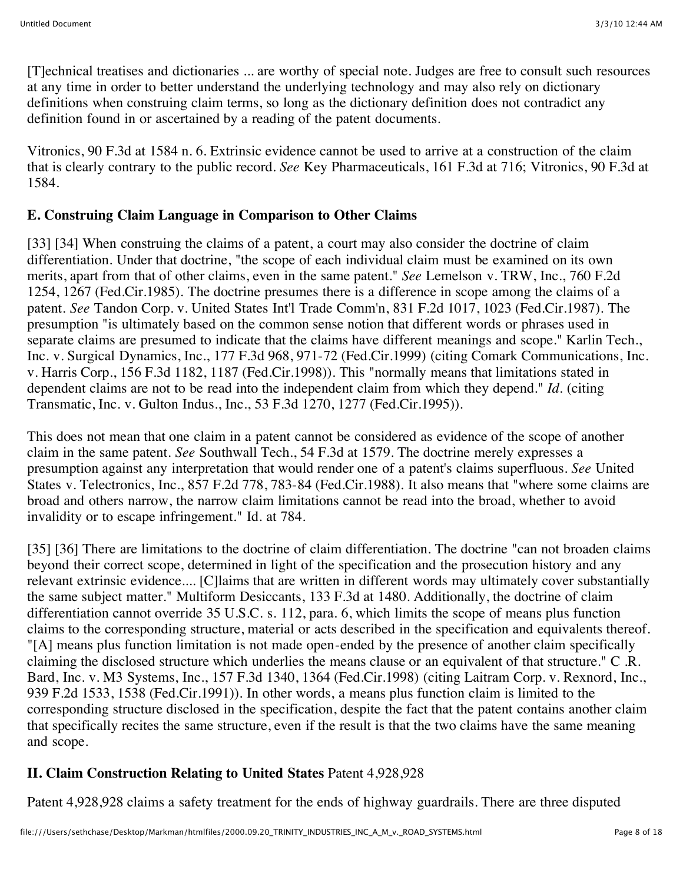[T]echnical treatises and dictionaries ... are worthy of special note. Judges are free to consult such resources at any time in order to better understand the underlying technology and may also rely on dictionary definitions when construing claim terms, so long as the dictionary definition does not contradict any definition found in or ascertained by a reading of the patent documents.

Vitronics, 90 F.3d at 1584 n. 6. Extrinsic evidence cannot be used to arrive at a construction of the claim that is clearly contrary to the public record. *See* Key Pharmaceuticals, 161 F.3d at 716; Vitronics, 90 F.3d at 1584.

### E. Construing Claim Language in Comparison to Other Claims

[33] [34] When construing the claims of a patent, a court may also consider the doctrine of claim differentiation. Under that doctrine, "the scope of each individual claim must be examined on its own merits, apart from that of other claims, even in the same patent." *See* Lemelson v. TRW, Inc., 760 F.2d 1254, 1267 (Fed.Cir.1985). The doctrine presumes there is a difference in scope among the claims of a patent. *See* Tandon Corp. v. United States Int'l Trade Comm'n, 831 F.2d 1017, 1023 (Fed.Cir.1987). The presumption "is ultimately based on the common sense notion that different words or phrases used in separate claims are presumed to indicate that the claims have different meanings and scope." Karlin Tech., Inc. v. Surgical Dynamics, Inc., 177 F.3d 968, 971-72 (Fed.Cir.1999) (citing Comark Communications, Inc. v. Harris Corp., 156 F.3d 1182, 1187 (Fed.Cir.1998)). This "normally means that limitations stated in dependent claims are not to be read into the independent claim from which they depend." *Id.* (citing Transmatic, Inc. v. Gulton Indus., Inc., 53 F.3d 1270, 1277 (Fed.Cir.1995)).

This does not mean that one claim in a patent cannot be considered as evidence of the scope of another claim in the same patent. *See* Southwall Tech., 54 F.3d at 1579. The doctrine merely expresses a presumption against any interpretation that would render one of a patent's claims superfluous. *See* United States v. Telectronics, Inc., 857 F.2d 778, 783-84 (Fed.Cir.1988). It also means that "where some claims are broad and others narrow, the narrow claim limitations cannot be read into the broad, whether to avoid invalidity or to escape infringement." Id. at 784.

[35] [36] There are limitations to the doctrine of claim differentiation. The doctrine "can not broaden claims beyond their correct scope, determined in light of the specification and the prosecution history and any relevant extrinsic evidence.... [C]laims that are written in different words may ultimately cover substantially the same subject matter." Multiform Desiccants, 133 F.3d at 1480. Additionally, the doctrine of claim differentiation cannot override 35 U.S.C. s. 112, para. 6, which limits the scope of means plus function claims to the corresponding structure, material or acts described in the specification and equivalents thereof. "[A] means plus function limitation is not made open-ended by the presence of another claim specifically claiming the disclosed structure which underlies the means clause or an equivalent of that structure." C .R. Bard, Inc. v. M3 Systems, Inc., 157 F.3d 1340, 1364 (Fed.Cir.1998) (citing Laitram Corp. v. Rexnord, Inc., 939 F.2d 1533, 1538 (Fed.Cir.1991)). In other words, a means plus function claim is limited to the corresponding structure disclosed in the specification, despite the fact that the patent contains another claim that specifically recites the same structure, even if the result is that the two claims have the same meaning and scope.

## II. Claim Construction Relating to United States Patent 4,928,928

Patent 4,928,928 claims a safety treatment for the ends of highway guardrails. There are three disputed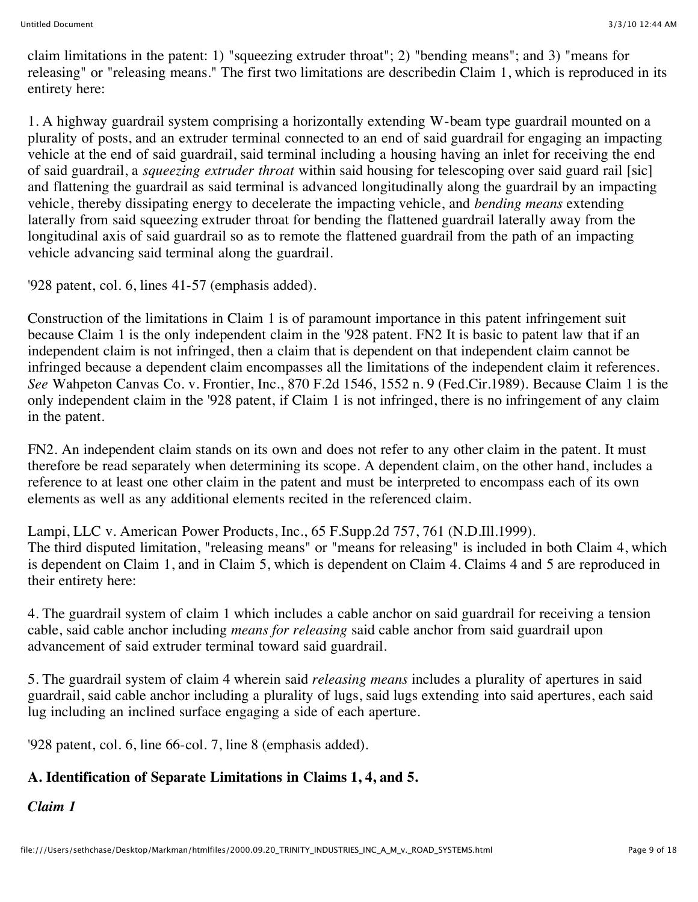claim limitations in the patent: 1) "squeezing extruder throat"; 2) "bending means"; and 3) "means for releasing" or "releasing means." The first two limitations are describedin Claim 1, which is reproduced in its entirety here:

1. A highway guardrail system comprising a horizontally extending W-beam type guardrail mounted on a plurality of posts, and an extruder terminal connected to an end of said guardrail for engaging an impacting vehicle at the end of said guardrail, said terminal including a housing having an inlet for receiving the end of said guardrail, a *squeezing extruder throat* within said housing for telescoping over said guard rail [sic] and flattening the guardrail as said terminal is advanced longitudinally along the guardrail by an impacting vehicle, thereby dissipating energy to decelerate the impacting vehicle, and *bending means* extending laterally from said squeezing extruder throat for bending the flattened guardrail laterally away from the longitudinal axis of said guardrail so as to remote the flattened guardrail from the path of an impacting vehicle advancing said terminal along the guardrail.

'928 patent, col. 6, lines 41-57 (emphasis added).

Construction of the limitations in Claim 1 is of paramount importance in this patent infringement suit because Claim 1 is the only independent claim in the '928 patent. FN2 It is basic to patent law that if an independent claim is not infringed, then a claim that is dependent on that independent claim cannot be infringed because a dependent claim encompasses all the limitations of the independent claim it references. *See* Wahpeton Canvas Co. v. Frontier, Inc., 870 F.2d 1546, 1552 n. 9 (Fed.Cir.1989). Because Claim 1 is the only independent claim in the '928 patent, if Claim 1 is not infringed, there is no infringement of any claim in the patent.

FN2. An independent claim stands on its own and does not refer to any other claim in the patent. It must therefore be read separately when determining its scope. A dependent claim, on the other hand, includes a reference to at least one other claim in the patent and must be interpreted to encompass each of its own elements as well as any additional elements recited in the referenced claim.

Lampi, LLC v. American Power Products, Inc., 65 F.Supp.2d 757, 761 (N.D.Ill.1999).
The third disputed limitation, "releasing means" or "means for releasing" is included in both Claim 4, which is dependent on Claim 1, and in Claim 5, which is dependent on Claim 4. Claims 4 and 5 are reproduced in their entirety here:

4. The guardrail system of claim 1 which includes a cable anchor on said guardrail for receiving a tension cable, said cable anchor including *means for releasing* said cable anchor from said guardrail upon advancement of said extruder terminal toward said guardrail.

5. The guardrail system of claim 4 wherein said *releasing means* includes a plurality of apertures in said guardrail, said cable anchor including a plurality of lugs, said lugs extending into said apertures, each said lug including an inclined surface engaging a side of each aperture.

'928 patent, col. 6, line 66-col. 7, line 8 (emphasis added).

**A. Identification of Separate Limitations in Claims 1, 4, and 5.**

***Claim 1***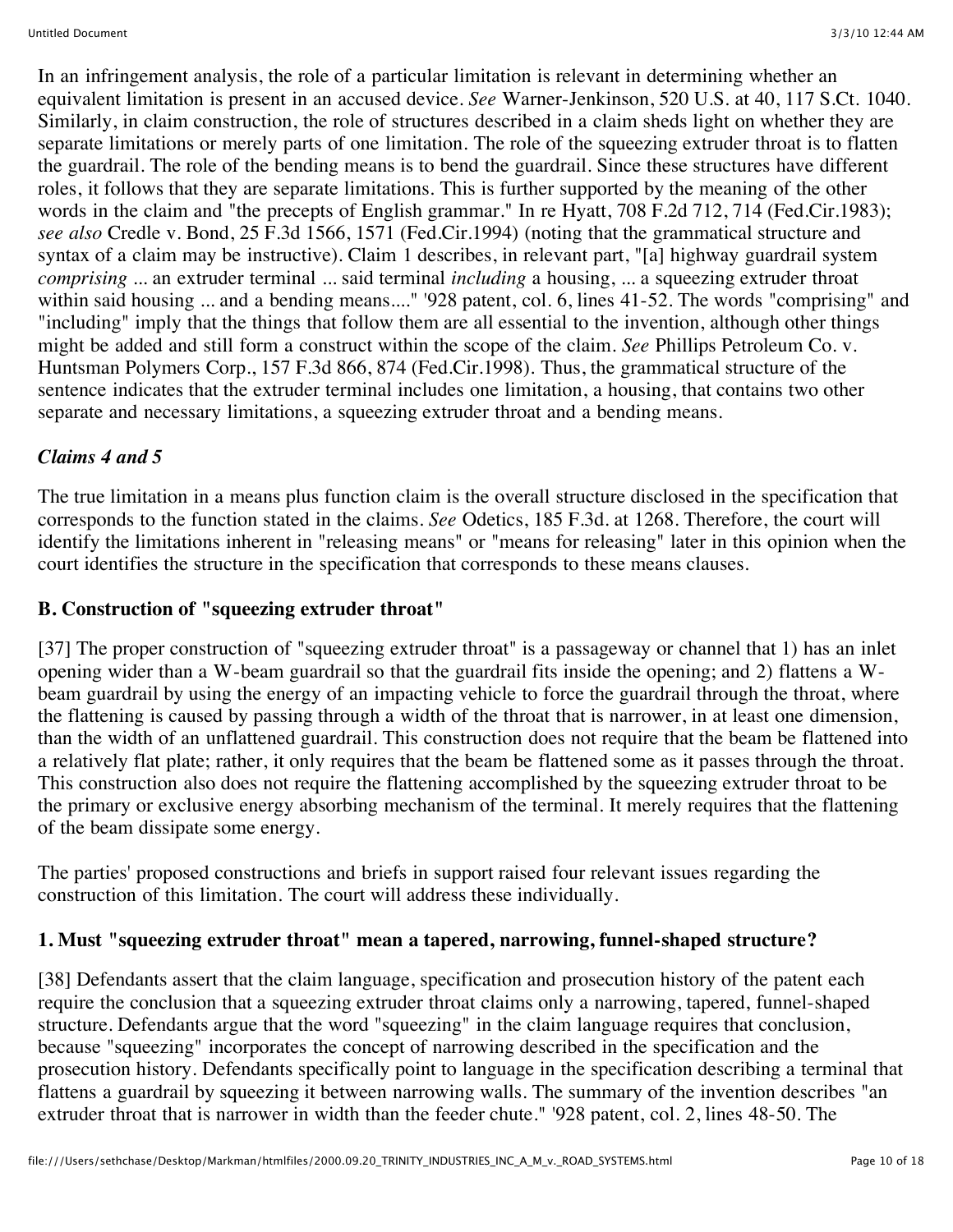In an infringement analysis, the role of a particular limitation is relevant in determining whether an equivalent limitation is present in an accused device. *See* Warner-Jenkinson, 520 U.S. at 40, 117 S.Ct. 1040. Similarly, in claim construction, the role of structures described in a claim sheds light on whether they are separate limitations or merely parts of one limitation. The role of the squeezing extruder throat is to flatten the guardrail. The role of the bending means is to bend the guardrail. Since these structures have different roles, it follows that they are separate limitations. This is further supported by the meaning of the other words in the claim and "the precepts of English grammar." In re Hyatt, 708 F.2d 712, 714 (Fed.Cir.1983); *see also* Credle v. Bond, 25 F.3d 1566, 1571 (Fed.Cir.1994) (noting that the grammatical structure and syntax of a claim may be instructive). Claim 1 describes, in relevant part, "[a] highway guardrail system *comprising* ... an extruder terminal ... said terminal *including* a housing, ... a squeezing extruder throat within said housing ... and a bending means...." '928 patent, col. 6, lines 41-52. The words "comprising" and "including" imply that the things that follow them are all essential to the invention, although other things might be added and still form a construct within the scope of the claim. *See* Phillips Petroleum Co. v. Huntsman Polymers Corp., 157 F.3d 866, 874 (Fed.Cir.1998). Thus, the grammatical structure of the sentence indicates that the extruder terminal includes one limitation, a housing, that contains two other separate and necessary limitations, a squeezing extruder throat and a bending means.

### *Claims 4 and 5*

The true limitation in a means plus function claim is the overall structure disclosed in the specification that corresponds to the function stated in the claims. *See* Odetics, 185 F.3d. at 1268. Therefore, the court will identify the limitations inherent in "releasing means" or "means for releasing" later in this opinion when the court identifies the structure in the specification that corresponds to these means clauses.

### B. Construction of "squeezing extruder throat"

[37] The proper construction of "squeezing extruder throat" is a passageway or channel that 1) has an inlet opening wider than a W-beam guardrail so that the guardrail fits inside the opening; and 2) flattens a W-beam guardrail by using the energy of an impacting vehicle to force the guardrail through the throat, where the flattening is caused by passing through a width of the throat that is narrower, in at least one dimension, than the width of an unflattened guardrail. This construction does not require that the beam be flattened into a relatively flat plate; rather, it only requires that the beam be flattened some as it passes through the throat. This construction also does not require the flattening accomplished by the squeezing extruder throat to be the primary or exclusive energy absorbing mechanism of the terminal. It merely requires that the flattening of the beam dissipate some energy.

The parties' proposed constructions and briefs in support raised four relevant issues regarding the construction of this limitation. The court will address these individually.

### 1. Must "squeezing extruder throat" mean a tapered, narrowing, funnel-shaped structure?

[38] Defendants assert that the claim language, specification and prosecution history of the patent each require the conclusion that a squeezing extruder throat claims only a narrowing, tapered, funnel-shaped structure. Defendants argue that the word "squeezing" in the claim language requires that conclusion, because "squeezing" incorporates the concept of narrowing described in the specification and the prosecution history. Defendants specifically point to language in the specification describing a terminal that flattens a guardrail by squeezing it between narrowing walls. The summary of the invention describes "an extruder throat that is narrower in width than the feeder chute." '928 patent, col. 2, lines 48-50. The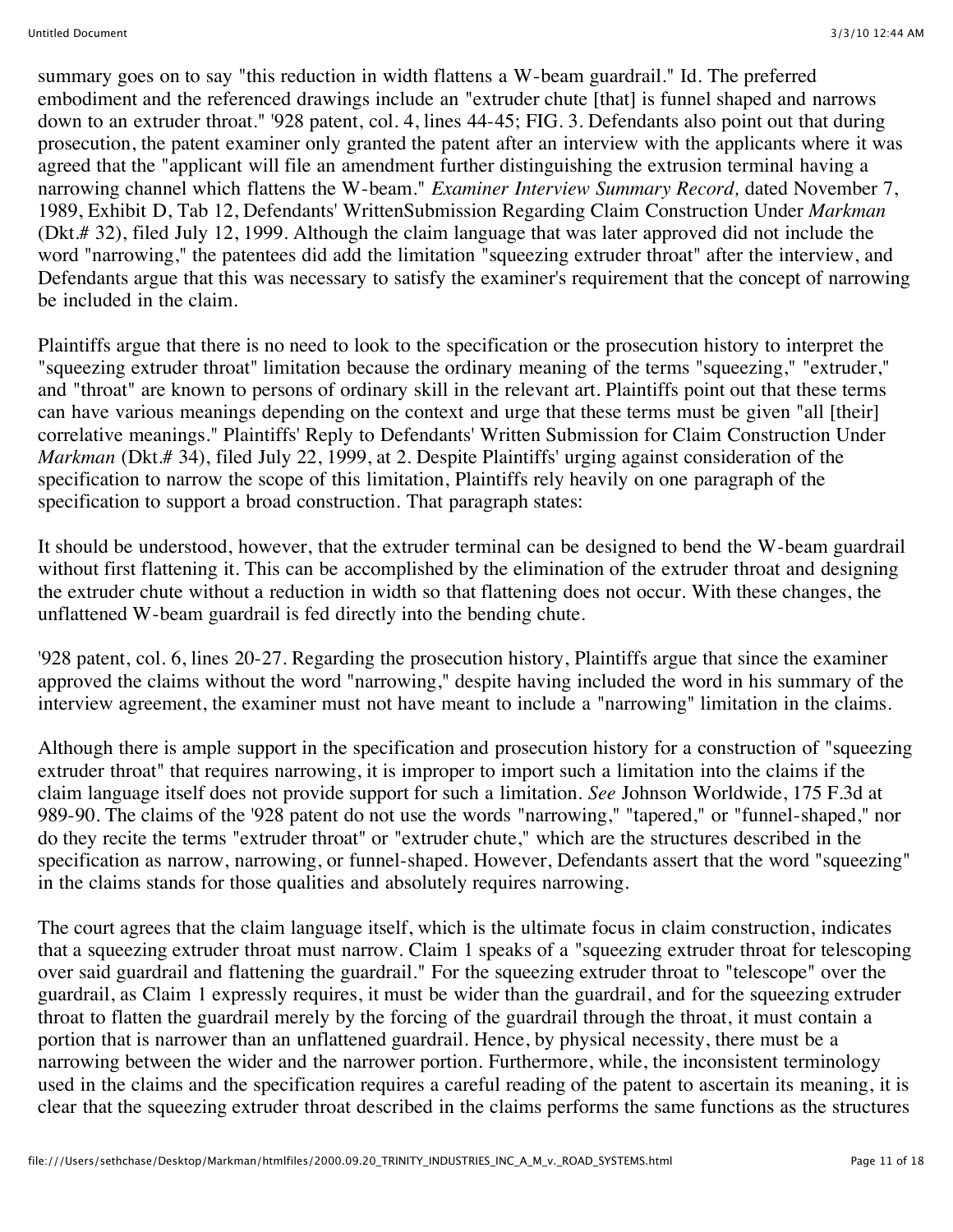summary goes on to say "this reduction in width flattens a W-beam guardrail." Id. The preferred embodiment and the referenced drawings include an "extruder chute [that] is funnel shaped and narrows down to an extruder throat." '928 patent, col. 4, lines 44-45; FIG. 3. Defendants also point out that during prosecution, the patent examiner only granted the patent after an interview with the applicants where it was agreed that the "applicant will file an amendment further distinguishing the extrusion terminal having a narrowing channel which flattens the W-beam." *Examiner Interview Summary Record,* dated November 7, 1989, Exhibit D, Tab 12, Defendants' WrittenSubmission Regarding Claim Construction Under *Markman* (Dkt.# 32), filed July 12, 1999. Although the claim language that was later approved did not include the word "narrowing," the patentees did add the limitation "squeezing extruder throat" after the interview, and Defendants argue that this was necessary to satisfy the examiner's requirement that the concept of narrowing be included in the claim.

Plaintiffs argue that there is no need to look to the specification or the prosecution history to interpret the "squeezing extruder throat" limitation because the ordinary meaning of the terms "squeezing," "extruder," and "throat" are known to persons of ordinary skill in the relevant art. Plaintiffs point out that these terms can have various meanings depending on the context and urge that these terms must be given "all [their] correlative meanings." Plaintiffs' Reply to Defendants' Written Submission for Claim Construction Under *Markman* (Dkt.# 34), filed July 22, 1999, at 2. Despite Plaintiffs' urging against consideration of the specification to narrow the scope of this limitation, Plaintiffs rely heavily on one paragraph of the specification to support a broad construction. That paragraph states:

It should be understood, however, that the extruder terminal can be designed to bend the W-beam guardrail without first flattening it. This can be accomplished by the elimination of the extruder throat and designing the extruder chute without a reduction in width so that flattening does not occur. With these changes, the unflattened W-beam guardrail is fed directly into the bending chute.

'928 patent, col. 6, lines 20-27. Regarding the prosecution history, Plaintiffs argue that since the examiner approved the claims without the word "narrowing," despite having included the word in his summary of the interview agreement, the examiner must not have meant to include a "narrowing" limitation in the claims.

Although there is ample support in the specification and prosecution history for a construction of "squeezing extruder throat" that requires narrowing, it is improper to import such a limitation into the claims if the claim language itself does not provide support for such a limitation. *See* Johnson Worldwide, 175 F.3d at 989-90. The claims of the '928 patent do not use the words "narrowing," "tapered," or "funnel-shaped," nor do they recite the terms "extruder throat" or "extruder chute," which are the structures described in the specification as narrow, narrowing, or funnel-shaped. However, Defendants assert that the word "squeezing" in the claims stands for those qualities and absolutely requires narrowing.

The court agrees that the claim language itself, which is the ultimate focus in claim construction, indicates that a squeezing extruder throat must narrow. Claim 1 speaks of a "squeezing extruder throat for telescoping over said guardrail and flattening the guardrail." For the squeezing extruder throat to "telescope" over the guardrail, as Claim 1 expressly requires, it must be wider than the guardrail, and for the squeezing extruder throat to flatten the guardrail merely by the forcing of the guardrail through the throat, it must contain a portion that is narrower than an unflattened guardrail. Hence, by physical necessity, there must be a narrowing between the wider and the narrower portion. Furthermore, while, the inconsistent terminology used in the claims and the specification requires a careful reading of the patent to ascertain its meaning, it is clear that the squeezing extruder throat described in the claims performs the same functions as the structures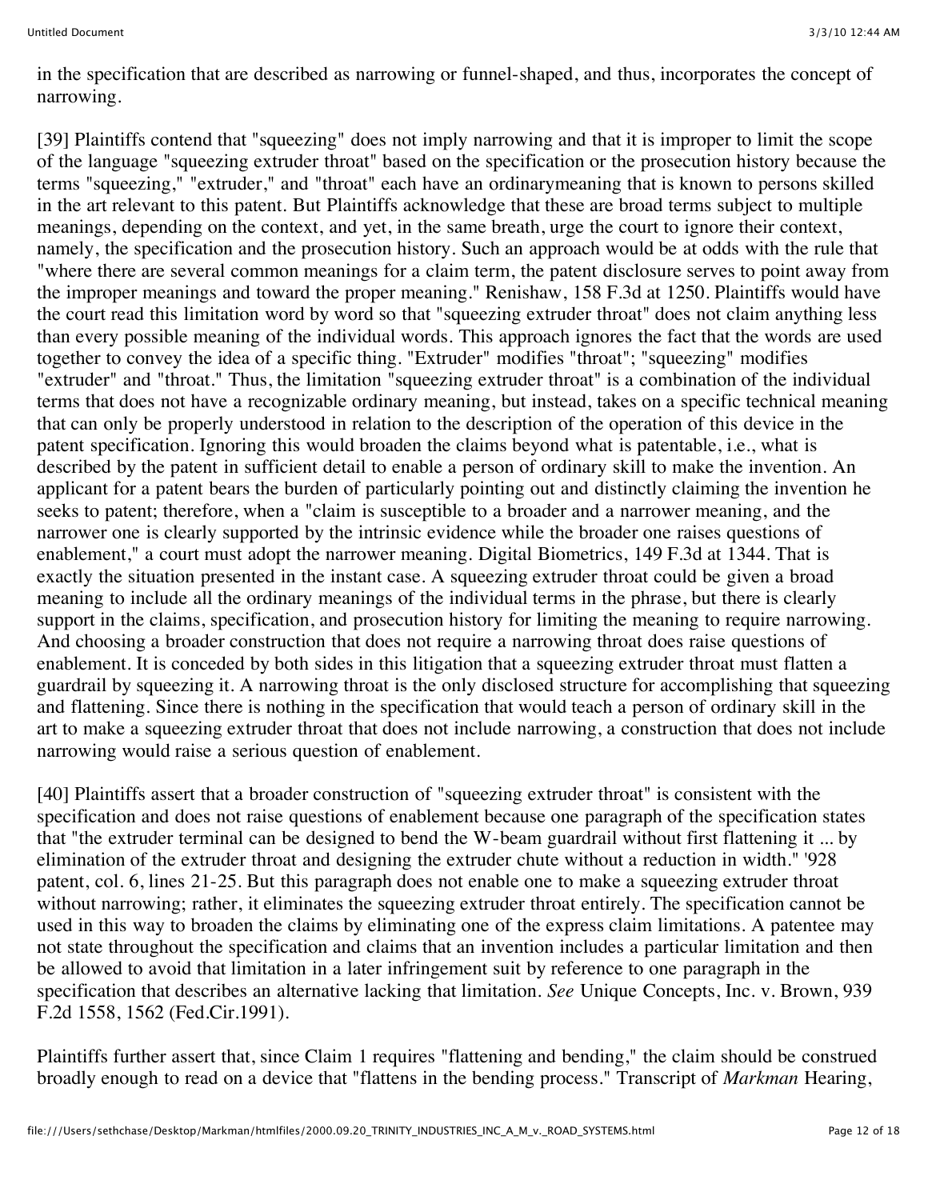in the specification that are described as narrowing or funnel-shaped, and thus, incorporates the concept of narrowing.

[39] Plaintiffs contend that "squeezing" does not imply narrowing and that it is improper to limit the scope of the language "squeezing extruder throat" based on the specification or the prosecution history because the terms "squeezing," "extruder," and "throat" each have an ordinarymeaning that is known to persons skilled in the art relevant to this patent. But Plaintiffs acknowledge that these are broad terms subject to multiple meanings, depending on the context, and yet, in the same breath, urge the court to ignore their context, namely, the specification and the prosecution history. Such an approach would be at odds with the rule that "where there are several common meanings for a claim term, the patent disclosure serves to point away from the improper meanings and toward the proper meaning." Renishaw, 158 F.3d at 1250. Plaintiffs would have the court read this limitation word by word so that "squeezing extruder throat" does not claim anything less than every possible meaning of the individual words. This approach ignores the fact that the words are used together to convey the idea of a specific thing. "Extruder" modifies "throat"; "squeezing" modifies "extruder" and "throat." Thus, the limitation "squeezing extruder throat" is a combination of the individual terms that does not have a recognizable ordinary meaning, but instead, takes on a specific technical meaning that can only be properly understood in relation to the description of the operation of this device in the patent specification. Ignoring this would broaden the claims beyond what is patentable, i.e., what is described by the patent in sufficient detail to enable a person of ordinary skill to make the invention. An applicant for a patent bears the burden of particularly pointing out and distinctly claiming the invention he seeks to patent; therefore, when a "claim is susceptible to a broader and a narrower meaning, and the narrower one is clearly supported by the intrinsic evidence while the broader one raises questions of enablement," a court must adopt the narrower meaning. Digital Biometrics, 149 F.3d at 1344. That is exactly the situation presented in the instant case. A squeezing extruder throat could be given a broad meaning to include all the ordinary meanings of the individual terms in the phrase, but there is clearly support in the claims, specification, and prosecution history for limiting the meaning to require narrowing. And choosing a broader construction that does not require a narrowing throat does raise questions of enablement. It is conceded by both sides in this litigation that a squeezing extruder throat must flatten a guardrail by squeezing it. A narrowing throat is the only disclosed structure for accomplishing that squeezing and flattening. Since there is nothing in the specification that would teach a person of ordinary skill in the art to make a squeezing extruder throat that does not include narrowing, a construction that does not include narrowing would raise a serious question of enablement.

[40] Plaintiffs assert that a broader construction of "squeezing extruder throat" is consistent with the specification and does not raise questions of enablement because one paragraph of the specification states that "the extruder terminal can be designed to bend the W-beam guardrail without first flattening it ... by elimination of the extruder throat and designing the extruder chute without a reduction in width." '928 patent, col. 6, lines 21-25. But this paragraph does not enable one to make a squeezing extruder throat without narrowing; rather, it eliminates the squeezing extruder throat entirely. The specification cannot be used in this way to broaden the claims by eliminating one of the express claim limitations. A patentee may not state throughout the specification and claims that an invention includes a particular limitation and then be allowed to avoid that limitation in a later infringement suit by reference to one paragraph in the specification that describes an alternative lacking that limitation. *See* Unique Concepts, Inc. v. Brown, 939 F.2d 1558, 1562 (Fed.Cir.1991).

Plaintiffs further assert that, since Claim 1 requires "flattening and bending," the claim should be construed broadly enough to read on a device that "flattens in the bending process." Transcript of *Markman* Hearing,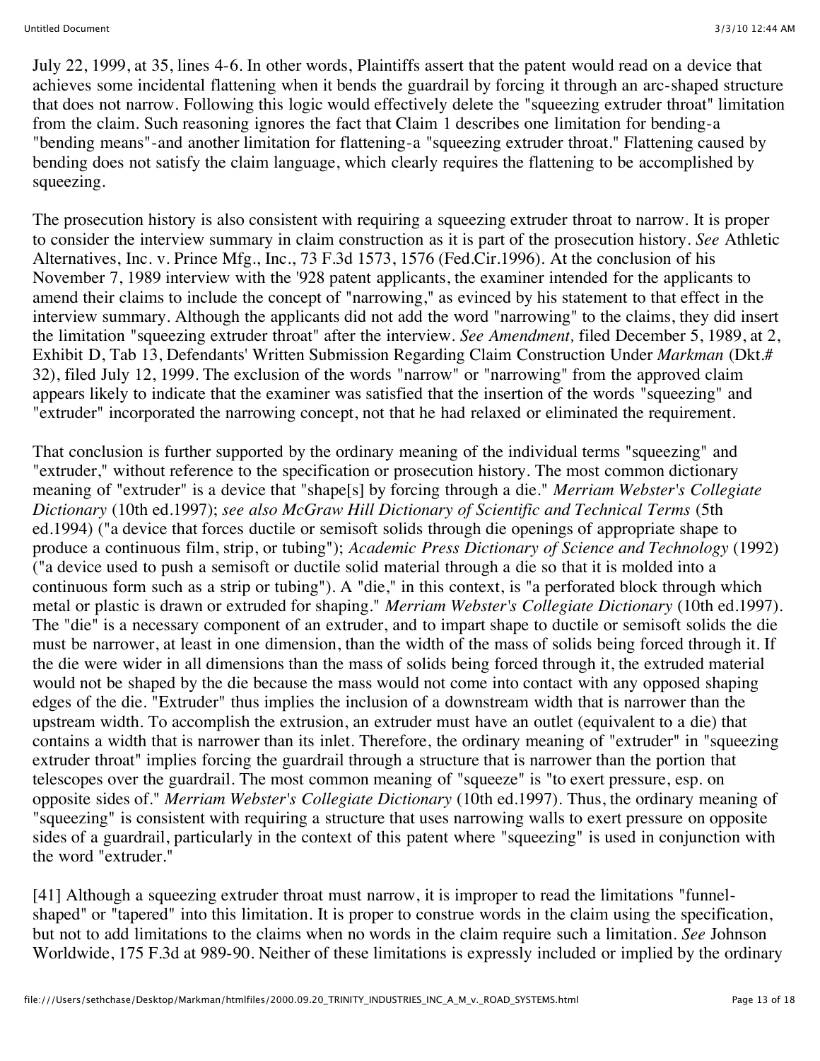July 22, 1999, at 35, lines 4-6. In other words, Plaintiffs assert that the patent would read on a device that achieves some incidental flattening when it bends the guardrail by forcing it through an arc-shaped structure that does not narrow. Following this logic would effectively delete the "squeezing extruder throat" limitation from the claim. Such reasoning ignores the fact that Claim 1 describes one limitation for bending-a "bending means"-and another limitation for flattening-a "squeezing extruder throat." Flattening caused by bending does not satisfy the claim language, which clearly requires the flattening to be accomplished by squeezing.

The prosecution history is also consistent with requiring a squeezing extruder throat to narrow. It is proper to consider the interview summary in claim construction as it is part of the prosecution history. *See* Athletic Alternatives, Inc. v. Prince Mfg., Inc., 73 F.3d 1573, 1576 (Fed.Cir.1996). At the conclusion of his November 7, 1989 interview with the '928 patent applicants, the examiner intended for the applicants to amend their claims to include the concept of "narrowing," as evinced by his statement to that effect in the interview summary. Although the applicants did not add the word "narrowing" to the claims, they did insert the limitation "squeezing extruder throat" after the interview. *See Amendment,* filed December 5, 1989, at 2, Exhibit D, Tab 13, Defendants' Written Submission Regarding Claim Construction Under *Markman* (Dkt.# 32), filed July 12, 1999. The exclusion of the words "narrow" or "narrowing" from the approved claim appears likely to indicate that the examiner was satisfied that the insertion of the words "squeezing" and "extruder" incorporated the narrowing concept, not that he had relaxed or eliminated the requirement.

That conclusion is further supported by the ordinary meaning of the individual terms "squeezing" and "extruder," without reference to the specification or prosecution history. The most common dictionary meaning of "extruder" is a device that "shape[s] by forcing through a die." *Merriam Webster's Collegiate Dictionary* (10th ed.1997); *see also McGraw Hill Dictionary of Scientific and Technical Terms* (5th ed.1994) ("a device that forces ductile or semisoft solids through die openings of appropriate shape to produce a continuous film, strip, or tubing"); *Academic Press Dictionary of Science and Technology* (1992) ("a device used to push a semisoft or ductile solid material through a die so that it is molded into a continuous form such as a strip or tubing"). A "die," in this context, is "a perforated block through which metal or plastic is drawn or extruded for shaping." *Merriam Webster's Collegiate Dictionary* (10th ed.1997). The "die" is a necessary component of an extruder, and to impart shape to ductile or semisoft solids the die must be narrower, at least in one dimension, than the width of the mass of solids being forced through it. If the die were wider in all dimensions than the mass of solids being forced through it, the extruded material would not be shaped by the die because the mass would not come into contact with any opposed shaping edges of the die. "Extruder" thus implies the inclusion of a downstream width that is narrower than the upstream width. To accomplish the extrusion, an extruder must have an outlet (equivalent to a die) that contains a width that is narrower than its inlet. Therefore, the ordinary meaning of "extruder" in "squeezing extruder throat" implies forcing the guardrail through a structure that is narrower than the portion that telescopes over the guardrail. The most common meaning of "squeeze" is "to exert pressure, esp. on opposite sides of." *Merriam Webster's Collegiate Dictionary* (10th ed.1997). Thus, the ordinary meaning of "squeezing" is consistent with requiring a structure that uses narrowing walls to exert pressure on opposite sides of a guardrail, particularly in the context of this patent where "squeezing" is used in conjunction with the word "extruder."

[41] Although a squeezing extruder throat must narrow, it is improper to read the limitations "funnel-shaped" or "tapered" into this limitation. It is proper to construe words in the claim using the specification, but not to add limitations to the claims when no words in the claim require such a limitation. *See* Johnson Worldwide, 175 F.3d at 989-90. Neither of these limitations is expressly included or implied by the ordinary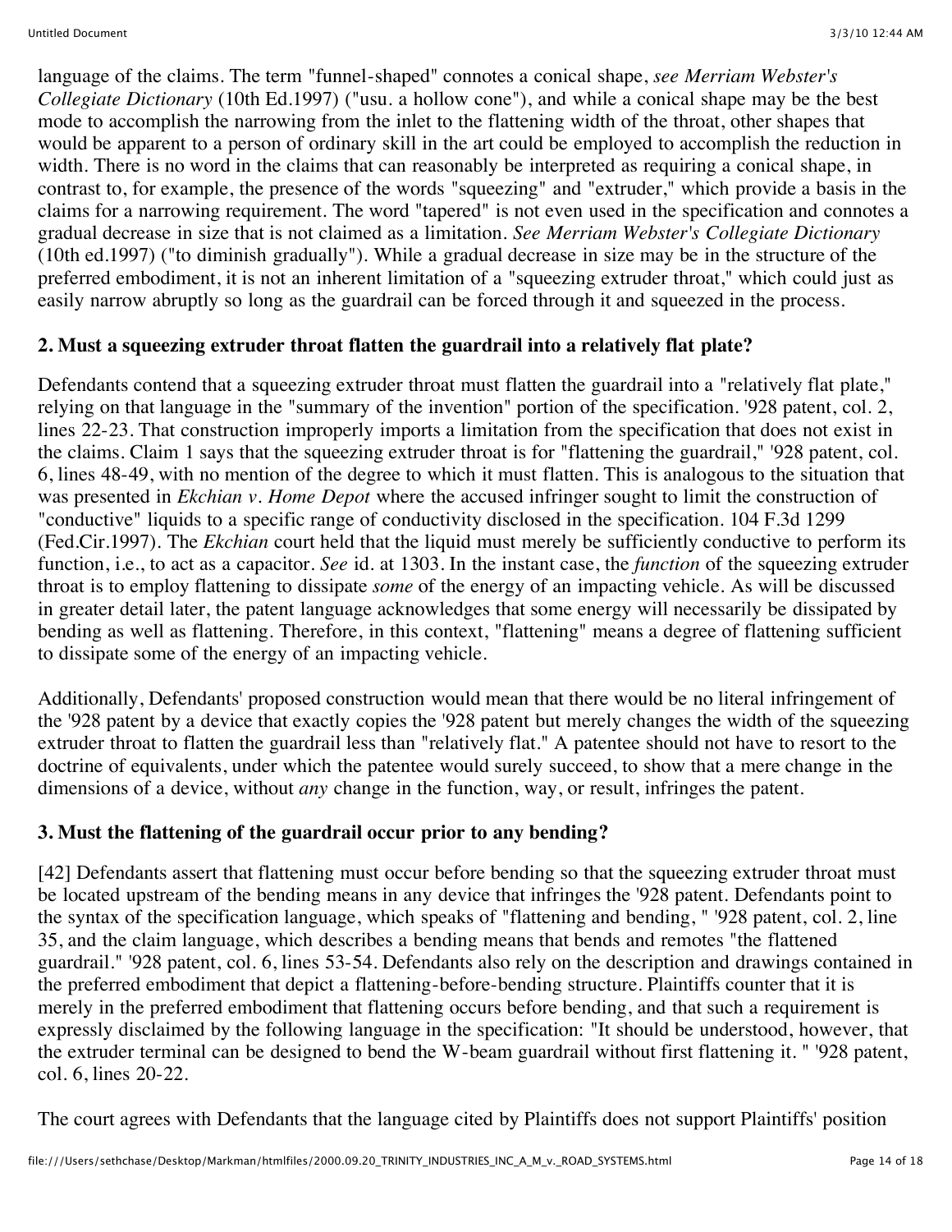language of the claims. The term "funnel-shaped" connotes a conical shape, *see Merriam Webster's Collegiate Dictionary* (10th Ed.1997) ("usu. a hollow cone"), and while a conical shape may be the best mode to accomplish the narrowing from the inlet to the flattening width of the throat, other shapes that would be apparent to a person of ordinary skill in the art could be employed to accomplish the reduction in width. There is no word in the claims that can reasonably be interpreted as requiring a conical shape, in contrast to, for example, the presence of the words "squeezing" and "extruder," which provide a basis in the claims for a narrowing requirement. The word "tapered" is not even used in the specification and connotes a gradual decrease in size that is not claimed as a limitation. *See Merriam Webster's Collegiate Dictionary* (10th ed.1997) ("to diminish gradually"). While a gradual decrease in size may be in the structure of the preferred embodiment, it is not an inherent limitation of a "squeezing extruder throat," which could just as easily narrow abruptly so long as the guardrail can be forced through it and squeezed in the process.

### 2. Must a squeezing extruder throat flatten the guardrail into a relatively flat plate?

Defendants contend that a squeezing extruder throat must flatten the guardrail into a "relatively flat plate," relying on that language in the "summary of the invention" portion of the specification. '928 patent, col. 2, lines 22-23. That construction improperly imports a limitation from the specification that does not exist in the claims. Claim 1 says that the squeezing extruder throat is for "flattening the guardrail," '928 patent, col. 6, lines 48-49, with no mention of the degree to which it must flatten. This is analogous to the situation that was presented in *Ekchian v. Home Depot* where the accused infringer sought to limit the construction of "conductive" liquids to a specific range of conductivity disclosed in the specification. 104 F.3d 1299 (Fed.Cir.1997). The *Ekchian* court held that the liquid must merely be sufficiently conductive to perform its function, i.e., to act as a capacitor. *See* id. at 1303. In the instant case, the *function* of the squeezing extruder throat is to employ flattening to dissipate *some* of the energy of an impacting vehicle. As will be discussed in greater detail later, the patent language acknowledges that some energy will necessarily be dissipated by bending as well as flattening. Therefore, in this context, "flattening" means a degree of flattening sufficient to dissipate some of the energy of an impacting vehicle.

Additionally, Defendants' proposed construction would mean that there would be no literal infringement of the '928 patent by a device that exactly copies the '928 patent but merely changes the width of the squeezing extruder throat to flatten the guardrail less than "relatively flat." A patentee should not have to resort to the doctrine of equivalents, under which the patentee would surely succeed, to show that a mere change in the dimensions of a device, without *any* change in the function, way, or result, infringes the patent.

### 3. Must the flattening of the guardrail occur prior to any bending?

[42] Defendants assert that flattening must occur before bending so that the squeezing extruder throat must be located upstream of the bending means in any device that infringes the '928 patent. Defendants point to the syntax of the specification language, which speaks of "flattening and bending, " '928 patent, col. 2, line 35, and the claim language, which describes a bending means that bends and remotes "the flattened guardrail." '928 patent, col. 6, lines 53-54. Defendants also rely on the description and drawings contained in the preferred embodiment that depict a flattening-before-bending structure. Plaintiffs counter that it is merely in the preferred embodiment that flattening occurs before bending, and that such a requirement is expressly disclaimed by the following language in the specification: "It should be understood, however, that the extruder terminal can be designed to bend the W-beam guardrail without first flattening it. " '928 patent, col. 6, lines 20-22.

The court agrees with Defendants that the language cited by Plaintiffs does not support Plaintiffs' position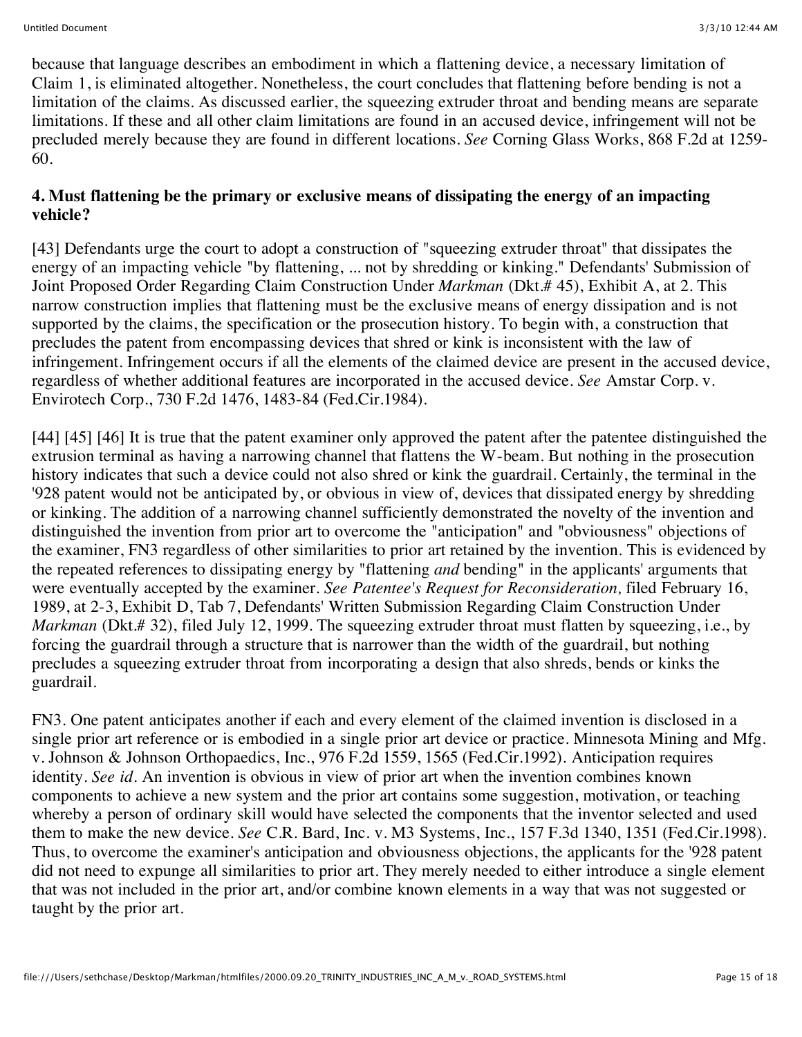because that language describes an embodiment in which a flattening device, a necessary limitation of Claim 1, is eliminated altogether. Nonetheless, the court concludes that flattening before bending is not a limitation of the claims. As discussed earlier, the squeezing extruder throat and bending means are separate limitations. If these and all other claim limitations are found in an accused device, infringement will not be precluded merely because they are found in different locations. *See* Corning Glass Works, 868 F.2d at 1259-60.

**4. Must flattening be the primary or exclusive means of dissipating the energy of an impacting vehicle?**

[43] Defendants urge the court to adopt a construction of "squeezing extruder throat" that dissipates the energy of an impacting vehicle "by flattening, ... not by shredding or kinking." Defendants' Submission of Joint Proposed Order Regarding Claim Construction Under *Markman* (Dkt.# 45), Exhibit A, at 2. This narrow construction implies that flattening must be the exclusive means of energy dissipation and is not supported by the claims, the specification or the prosecution history. To begin with, a construction that precludes the patent from encompassing devices that shred or kink is inconsistent with the law of infringement. Infringement occurs if all the elements of the claimed device are present in the accused device, regardless of whether additional features are incorporated in the accused device. *See* Amstar Corp. v. Envirotech Corp., 730 F.2d 1476, 1483-84 (Fed.Cir.1984).

[44] [45] [46] It is true that the patent examiner only approved the patent after the patentee distinguished the extrusion terminal as having a narrowing channel that flattens the W-beam. But nothing in the prosecution history indicates that such a device could not also shred or kink the guardrail. Certainly, the terminal in the '928 patent would not be anticipated by, or obvious in view of, devices that dissipated energy by shredding or kinking. The addition of a narrowing channel sufficiently demonstrated the novelty of the invention and distinguished the invention from prior art to overcome the "anticipation" and "obviousness" objections of the examiner, FN3 regardless of other similarities to prior art retained by the invention. This is evidenced by the repeated references to dissipating energy by "flattening *and* bending" in the applicants' arguments that were eventually accepted by the examiner. *See Patentee's Request for Reconsideration,* filed February 16, 1989, at 2-3, Exhibit D, Tab 7, Defendants' Written Submission Regarding Claim Construction Under *Markman* (Dkt.# 32), filed July 12, 1999. The squeezing extruder throat must flatten by squeezing, i.e., by forcing the guardrail through a structure that is narrower than the width of the guardrail, but nothing precludes a squeezing extruder throat from incorporating a design that also shreds, bends or kinks the guardrail.

FN3. One patent anticipates another if each and every element of the claimed invention is disclosed in a single prior art reference or is embodied in a single prior art device or practice. Minnesota Mining and Mfg. v. Johnson & Johnson Orthopaedics, Inc., 976 F.2d 1559, 1565 (Fed.Cir.1992). Anticipation requires identity. *See id.* An invention is obvious in view of prior art when the invention combines known components to achieve a new system and the prior art contains some suggestion, motivation, or teaching whereby a person of ordinary skill would have selected the components that the inventor selected and used them to make the new device. *See* C.R. Bard, Inc. v. M3 Systems, Inc., 157 F.3d 1340, 1351 (Fed.Cir.1998). Thus, to overcome the examiner's anticipation and obviousness objections, the applicants for the '928 patent did not need to expunge all similarities to prior art. They merely needed to either introduce a single element that was not included in the prior art, and/or combine known elements in a way that was not suggested or taught by the prior art.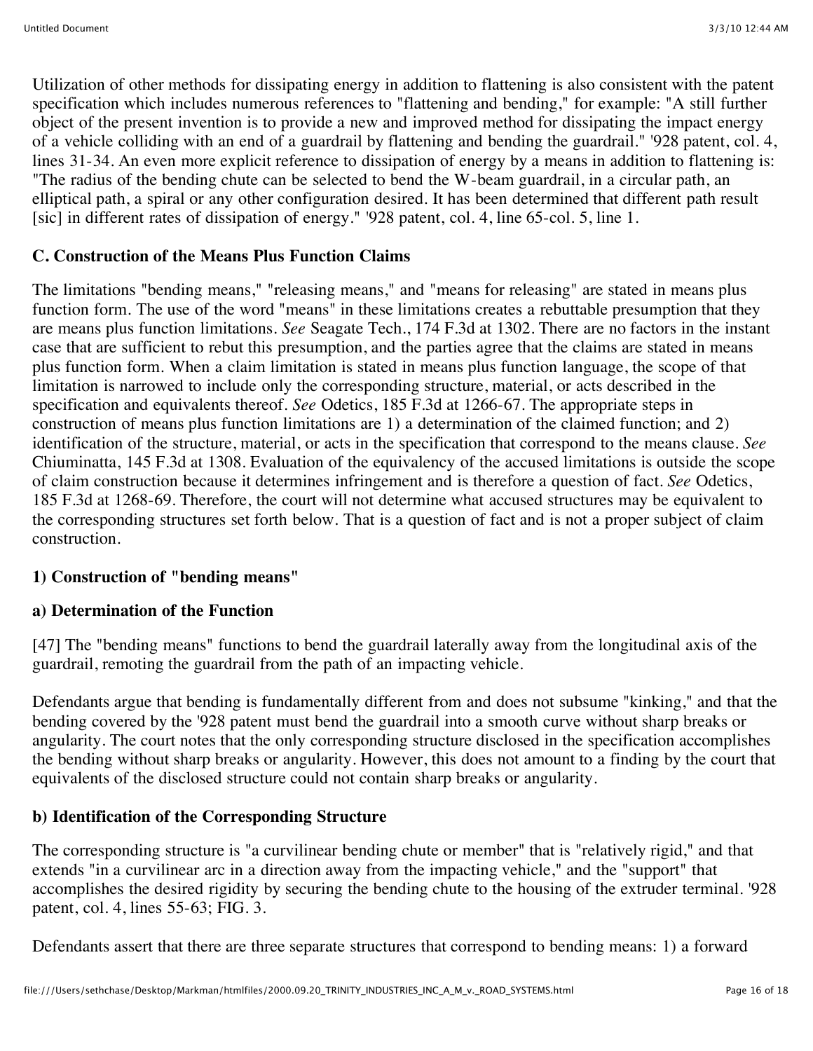Utilization of other methods for dissipating energy in addition to flattening is also consistent with the patent specification which includes numerous references to "flattening and bending," for example: "A still further object of the present invention is to provide a new and improved method for dissipating the impact energy of a vehicle colliding with an end of a guardrail by flattening and bending the guardrail." '928 patent, col. 4, lines 31-34. An even more explicit reference to dissipation of energy by a means in addition to flattening is: "The radius of the bending chute can be selected to bend the W-beam guardrail, in a circular path, an elliptical path, a spiral or any other configuration desired. It has been determined that different path result [sic] in different rates of dissipation of energy." '928 patent, col. 4, line 65-col. 5, line 1.

### C. Construction of the Means Plus Function Claims

The limitations "bending means," "releasing means," and "means for releasing" are stated in means plus function form. The use of the word "means" in these limitations creates a rebuttable presumption that they are means plus function limitations. *See* Seagate Tech., 174 F.3d at 1302. There are no factors in the instant case that are sufficient to rebut this presumption, and the parties agree that the claims are stated in means plus function form. When a claim limitation is stated in means plus function language, the scope of that limitation is narrowed to include only the corresponding structure, material, or acts described in the specification and equivalents thereof. *See* Odetics, 185 F.3d at 1266-67. The appropriate steps in construction of means plus function limitations are 1) a determination of the claimed function; and 2) identification of the structure, material, or acts in the specification that correspond to the means clause. *See* Chiuminatta, 145 F.3d at 1308. Evaluation of the equivalency of the accused limitations is outside the scope of claim construction because it determines infringement and is therefore a question of fact. *See* Odetics, 185 F.3d at 1268-69. Therefore, the court will not determine what accused structures may be equivalent to the corresponding structures set forth below. That is a question of fact and is not a proper subject of claim construction.

#### 1) Construction of "bending means"

#### a) Determination of the Function

[47] The "bending means" functions to bend the guardrail laterally away from the longitudinal axis of the guardrail, remoting the guardrail from the path of an impacting vehicle.

Defendants argue that bending is fundamentally different from and does not subsume "kinking," and that the bending covered by the '928 patent must bend the guardrail into a smooth curve without sharp breaks or angularity. The court notes that the only corresponding structure disclosed in the specification accomplishes the bending without sharp breaks or angularity. However, this does not amount to a finding by the court that equivalents of the disclosed structure could not contain sharp breaks or angularity.

#### b) Identification of the Corresponding Structure

The corresponding structure is "a curvilinear bending chute or member" that is "relatively rigid," and that extends "in a curvilinear arc in a direction away from the impacting vehicle," and the "support" that accomplishes the desired rigidity by securing the bending chute to the housing of the extruder terminal. '928 patent, col. 4, lines 55-63; FIG. 3.

Defendants assert that there are three separate structures that correspond to bending means: 1) a forward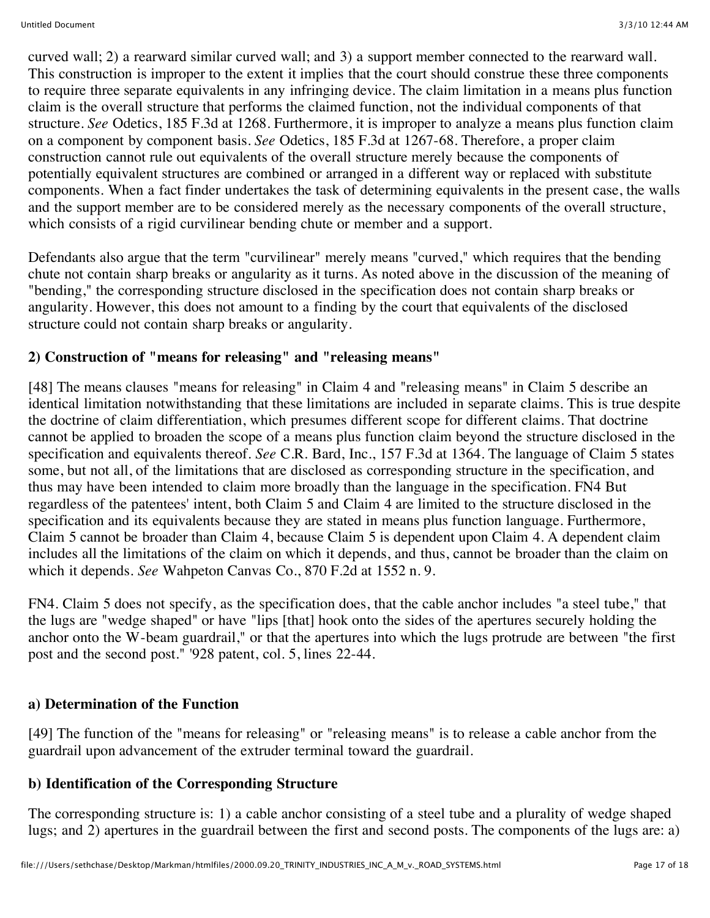curved wall; 2) a rearward similar curved wall; and 3) a support member connected to the rearward wall. This construction is improper to the extent it implies that the court should construe these three components to require three separate equivalents in any infringing device. The claim limitation in a means plus function claim is the overall structure that performs the claimed function, not the individual components of that structure. *See* Odetics, 185 F.3d at 1268. Furthermore, it is improper to analyze a means plus function claim on a component by component basis. *See* Odetics, 185 F.3d at 1267-68. Therefore, a proper claim construction cannot rule out equivalents of the overall structure merely because the components of potentially equivalent structures are combined or arranged in a different way or replaced with substitute components. When a fact finder undertakes the task of determining equivalents in the present case, the walls and the support member are to be considered merely as the necessary components of the overall structure, which consists of a rigid curvilinear bending chute or member and a support.

Defendants also argue that the term "curvilinear" merely means "curved," which requires that the bending chute not contain sharp breaks or angularity as it turns. As noted above in the discussion of the meaning of "bending," the corresponding structure disclosed in the specification does not contain sharp breaks or angularity. However, this does not amount to a finding by the court that equivalents of the disclosed structure could not contain sharp breaks or angularity.

### 2) Construction of "means for releasing" and "releasing means"

[48] The means clauses "means for releasing" in Claim 4 and "releasing means" in Claim 5 describe an identical limitation notwithstanding that these limitations are included in separate claims. This is true despite the doctrine of claim differentiation, which presumes different scope for different claims. That doctrine cannot be applied to broaden the scope of a means plus function claim beyond the structure disclosed in the specification and equivalents thereof. *See* C.R. Bard, Inc., 157 F.3d at 1364. The language of Claim 5 states some, but not all, of the limitations that are disclosed as corresponding structure in the specification, and thus may have been intended to claim more broadly than the language in the specification. FN4 But regardless of the patentees' intent, both Claim 5 and Claim 4 are limited to the structure disclosed in the specification and its equivalents because they are stated in means plus function language. Furthermore, Claim 5 cannot be broader than Claim 4, because Claim 5 is dependent upon Claim 4. A dependent claim includes all the limitations of the claim on which it depends, and thus, cannot be broader than the claim on which it depends. *See* Wahpeton Canvas Co., 870 F.2d at 1552 n. 9.

FN4. Claim 5 does not specify, as the specification does, that the cable anchor includes "a steel tube," that the lugs are "wedge shaped" or have "lips [that] hook onto the sides of the apertures securely holding the anchor onto the W-beam guardrail," or that the apertures into which the lugs protrude are between "the first post and the second post." '928 patent, col. 5, lines 22-44.

#### a) Determination of the Function

[49] The function of the "means for releasing" or "releasing means" is to release a cable anchor from the guardrail upon advancement of the extruder terminal toward the guardrail.

#### b) Identification of the Corresponding Structure

The corresponding structure is: 1) a cable anchor consisting of a steel tube and a plurality of wedge shaped lugs; and 2) apertures in the guardrail between the first and second posts. The components of the lugs are: a)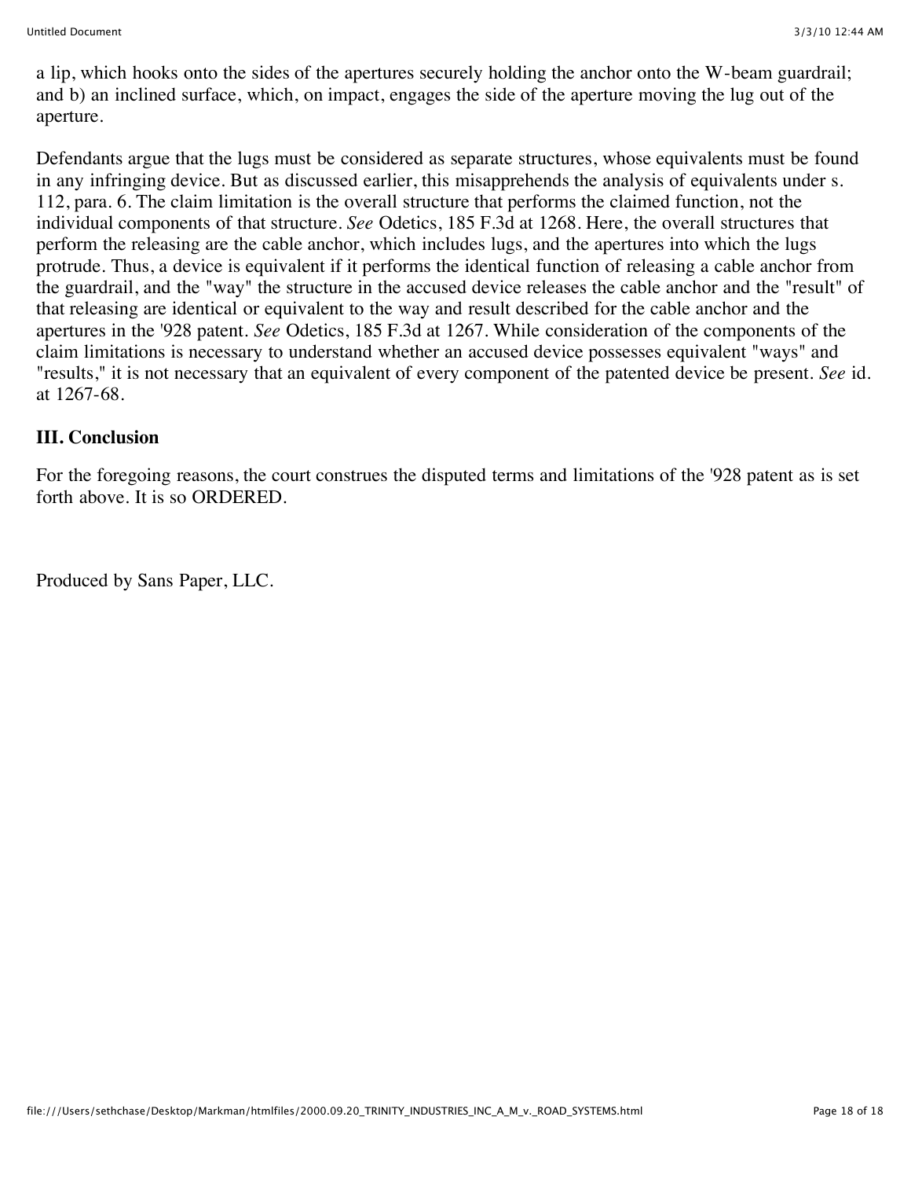a lip, which hooks onto the sides of the apertures securely holding the anchor onto the W-beam guardrail; and b) an inclined surface, which, on impact, engages the side of the aperture moving the lug out of the aperture.

Defendants argue that the lugs must be considered as separate structures, whose equivalents must be found in any infringing device. But as discussed earlier, this misapprehends the analysis of equivalents under s. 112, para. 6. The claim limitation is the overall structure that performs the claimed function, not the individual components of that structure. *See* Odetics, 185 F.3d at 1268. Here, the overall structures that perform the releasing are the cable anchor, which includes lugs, and the apertures into which the lugs protrude. Thus, a device is equivalent if it performs the identical function of releasing a cable anchor from the guardrail, and the "way" the structure in the accused device releases the cable anchor and the "result" of that releasing are identical or equivalent to the way and result described for the cable anchor and the apertures in the '928 patent. *See* Odetics, 185 F.3d at 1267. While consideration of the components of the claim limitations is necessary to understand whether an accused device possesses equivalent "ways" and "results," it is not necessary that an equivalent of every component of the patented device be present. *See* id. at 1267-68.

**III. Conclusion**

For the foregoing reasons, the court construes the disputed terms and limitations of the '928 patent as is set forth above. It is so ORDERED.

Produced by Sans Paper, LLC.